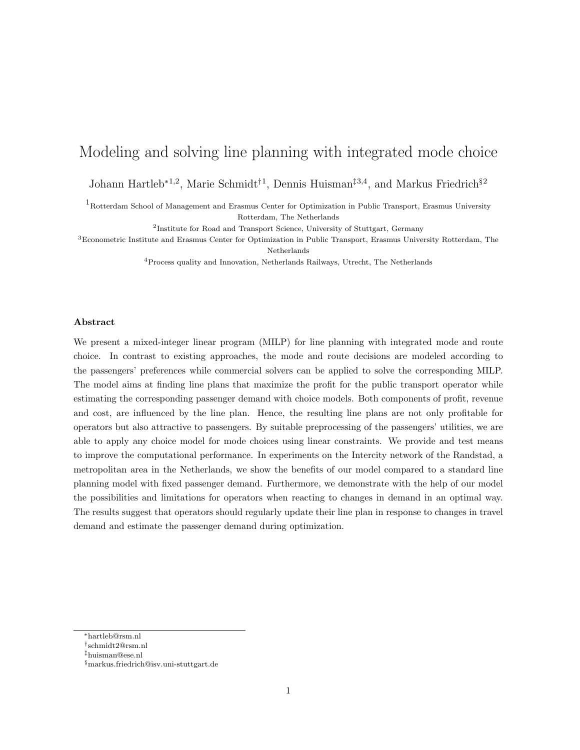# Modeling and solving line planning with integrated mode choice

Johann Hartleb[*1,2], Marie Schmidt[†1], Dennis Huisman[‡3,4], and Markus Friedrich[§2]

[1]Rotterdam School of Management and Erasmus Center for Optimization in Public Transport, Erasmus University Rotterdam, The Netherlands

[2]Institute for Road and Transport Science, University of Stuttgart, Germany

[3]Econometric Institute and Erasmus Center for Optimization in Public Transport, Erasmus University Rotterdam, The Netherlands

[4]Process quality and Innovation, Netherlands Railways, Utrecht, The Netherlands

### Abstract

We present a mixed-integer linear program (MILP) for line planning with integrated mode and route choice. In contrast to existing approaches, the mode and route decisions are modeled according to the passengers' preferences while commercial solvers can be applied to solve the corresponding MILP. The model aims at finding line plans that maximize the profit for the public transport operator while estimating the corresponding passenger demand with choice models. Both components of profit, revenue and cost, are influenced by the line plan. Hence, the resulting line plans are not only profitable for operators but also attractive to passengers. By suitable preprocessing of the passengers' utilities, we are able to apply any choice model for mode choices using linear constraints. We provide and test means to improve the computational performance. In experiments on the Intercity network of the Randstad, a metropolitan area in the Netherlands, we show the benefits of our model compared to a standard line planning model with fixed passenger demand. Furthermore, we demonstrate with the help of our model the possibilities and limitations for operators when reacting to changes in demand in an optimal way. The results suggest that operators should regularly update their line plan in response to changes in travel demand and estimate the passenger demand during optimization.

---

[*]hartleb@rsm.nl

[†]schmidt2@rsm.nl

[‡]huisman@ese.nl

[§]markus.friedrich@isv.uni-stuttgart.de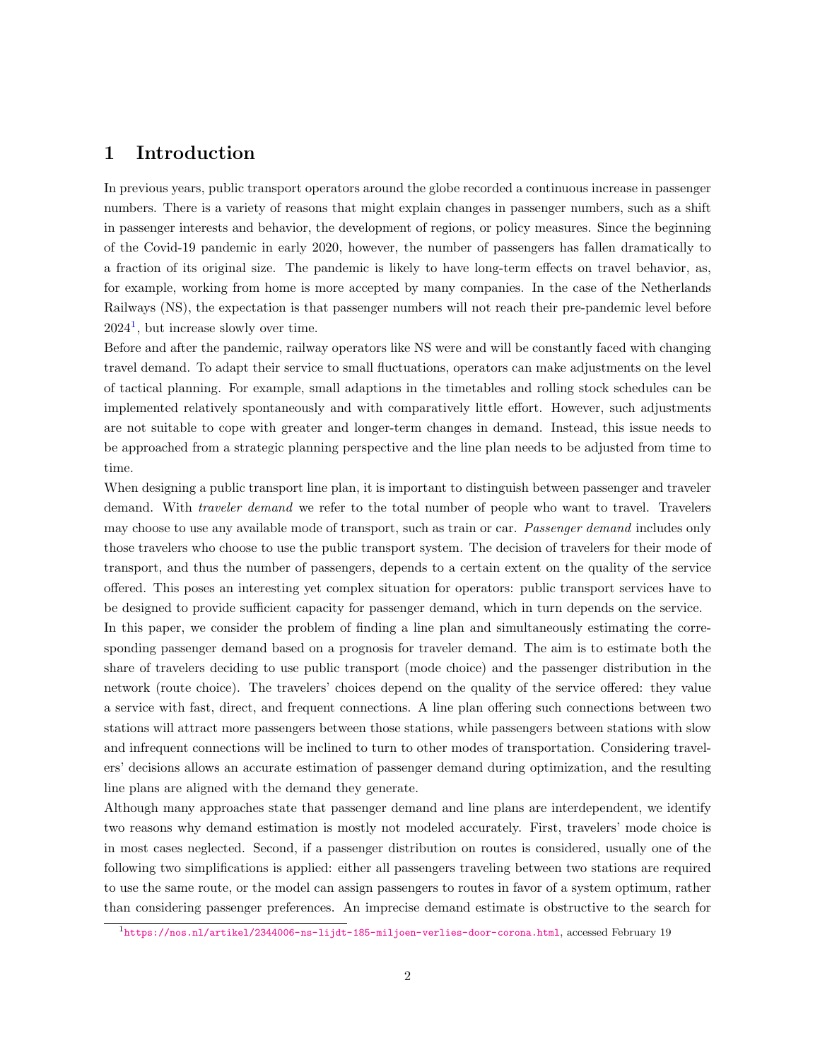# 1 Introduction

In previous years, public transport operators around the globe recorded a continuous increase in passenger numbers. There is a variety of reasons that might explain changes in passenger numbers, such as a shift in passenger interests and behavior, the development of regions, or policy measures. Since the beginning of the Covid-19 pandemic in early 2020, however, the number of passengers has fallen dramatically to a fraction of its original size. The pandemic is likely to have long-term effects on travel behavior, as, for example, working from home is more accepted by many companies. In the case of the Netherlands Railways (NS), the expectation is that passenger numbers will not reach their pre-pandemic level before 2024[1], but increase slowly over time.

Before and after the pandemic, railway operators like NS were and will be constantly faced with changing travel demand. To adapt their service to small fluctuations, operators can make adjustments on the level of tactical planning. For example, small adaptions in the timetables and rolling stock schedules can be implemented relatively spontaneously and with comparatively little effort. However, such adjustments are not suitable to cope with greater and longer-term changes in demand. Instead, this issue needs to be approached from a strategic planning perspective and the line plan needs to be adjusted from time to time.

When designing a public transport line plan, it is important to distinguish between passenger and traveler demand. With *traveler demand* we refer to the total number of people who want to travel. Travelers may choose to use any available mode of transport, such as train or car. *Passenger demand* includes only those travelers who choose to use the public transport system. The decision of travelers for their mode of transport, and thus the number of passengers, depends to a certain extent on the quality of the service offered. This poses an interesting yet complex situation for operators: public transport services have to be designed to provide sufficient capacity for passenger demand, which in turn depends on the service.

In this paper, we consider the problem of finding a line plan and simultaneously estimating the corresponding passenger demand based on a prognosis for traveler demand. The aim is to estimate both the share of travelers deciding to use public transport (mode choice) and the passenger distribution in the network (route choice). The travelers' choices depend on the quality of the service offered: they value a service with fast, direct, and frequent connections. A line plan offering such connections between two stations will attract more passengers between those stations, while passengers between stations with slow and infrequent connections will be inclined to turn to other modes of transportation. Considering travelers' decisions allows an accurate estimation of passenger demand during optimization, and the resulting line plans are aligned with the demand they generate.

Although many approaches state that passenger demand and line plans are interdependent, we identify two reasons why demand estimation is mostly not modeled accurately. First, travelers' mode choice is in most cases neglected. Second, if a passenger distribution on routes is considered, usually one of the following two simplifications is applied: either all passengers traveling between two stations are required to use the same route, or the model can assign passengers to routes in favor of a system optimum, rather than considering passenger preferences. An imprecise demand estimate is obstructive to the search for

[1] https://nos.nl/artikel/2344006-ns-lijdt-185-miljoen-verlies-door-corona.html, accessed February 19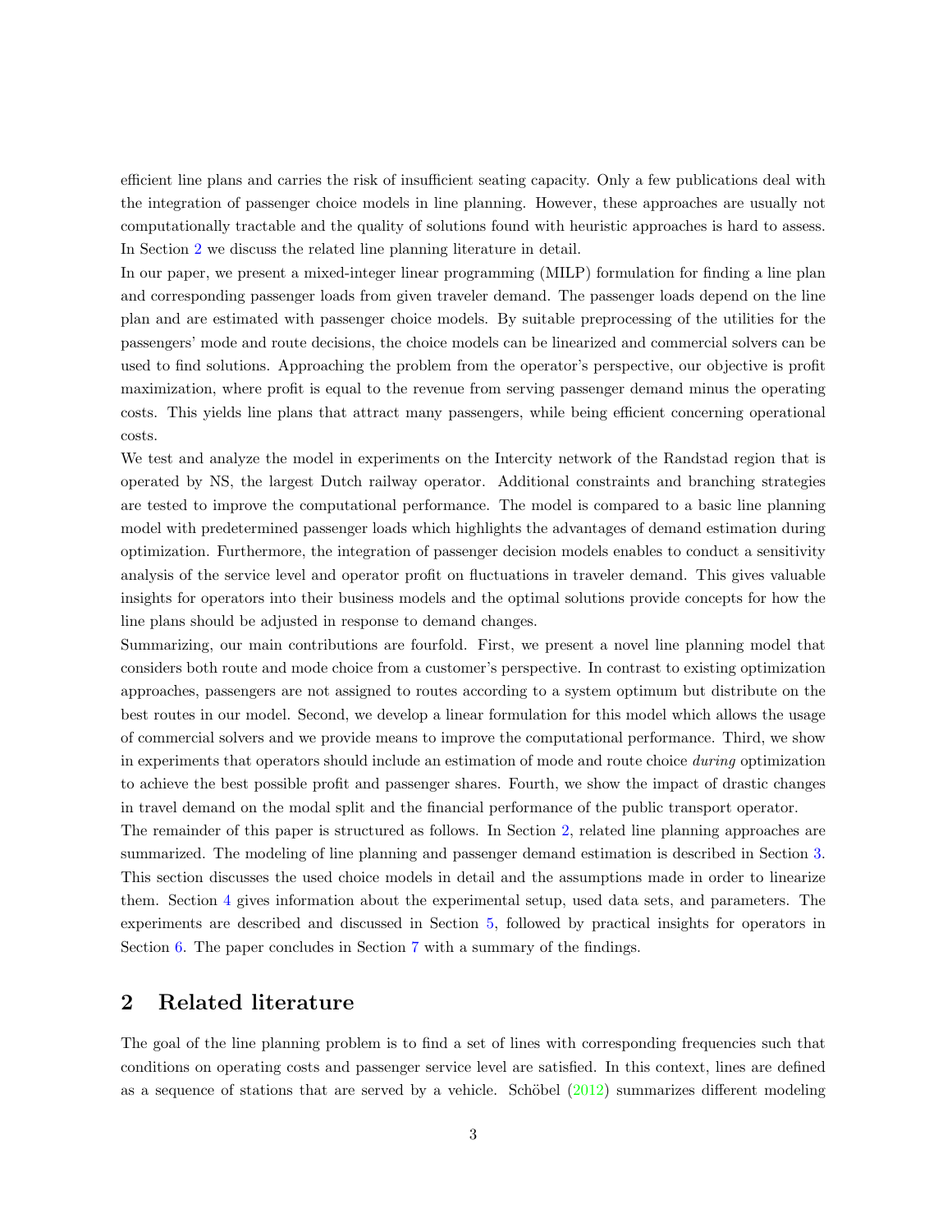efficient line plans and carries the risk of insufficient seating capacity. Only a few publications deal with the integration of passenger choice models in line planning. However, these approaches are usually not computationally tractable and the quality of solutions found with heuristic approaches is hard to assess. In Section 2 we discuss the related line planning literature in detail.

In our paper, we present a mixed-integer linear programming (MILP) formulation for finding a line plan and corresponding passenger loads from given traveler demand. The passenger loads depend on the line plan and are estimated with passenger choice models. By suitable preprocessing of the utilities for the passengers' mode and route decisions, the choice models can be linearized and commercial solvers can be used to find solutions. Approaching the problem from the operator's perspective, our objective is profit maximization, where profit is equal to the revenue from serving passenger demand minus the operating costs. This yields line plans that attract many passengers, while being efficient concerning operational costs.

We test and analyze the model in experiments on the Intercity network of the Randstad region that is operated by NS, the largest Dutch railway operator. Additional constraints and branching strategies are tested to improve the computational performance. The model is compared to a basic line planning model with predetermined passenger loads which highlights the advantages of demand estimation during optimization. Furthermore, the integration of passenger decision models enables to conduct a sensitivity analysis of the service level and operator profit on fluctuations in traveler demand. This gives valuable insights for operators into their business models and the optimal solutions provide concepts for how the line plans should be adjusted in response to demand changes.

Summarizing, our main contributions are fourfold. First, we present a novel line planning model that considers both route and mode choice from a customer's perspective. In contrast to existing optimization approaches, passengers are not assigned to routes according to a system optimum but distribute on the best routes in our model. Second, we develop a linear formulation for this model which allows the usage of commercial solvers and we provide means to improve the computational performance. Third, we show in experiments that operators should include an estimation of mode and route choice *during* optimization to achieve the best possible profit and passenger shares. Fourth, we show the impact of drastic changes in travel demand on the modal split and the financial performance of the public transport operator.

The remainder of this paper is structured as follows. In Section 2, related line planning approaches are summarized. The modeling of line planning and passenger demand estimation is described in Section 3. This section discusses the used choice models in detail and the assumptions made in order to linearize them. Section 4 gives information about the experimental setup, used data sets, and parameters. The experiments are described and discussed in Section 5, followed by practical insights for operators in Section 6. The paper concludes in Section 7 with a summary of the findings.

## 2 Related literature

The goal of the line planning problem is to find a set of lines with corresponding frequencies such that conditions on operating costs and passenger service level are satisfied. In this context, lines are defined as a sequence of stations that are served by a vehicle. Schöbel (2012) summarizes different modeling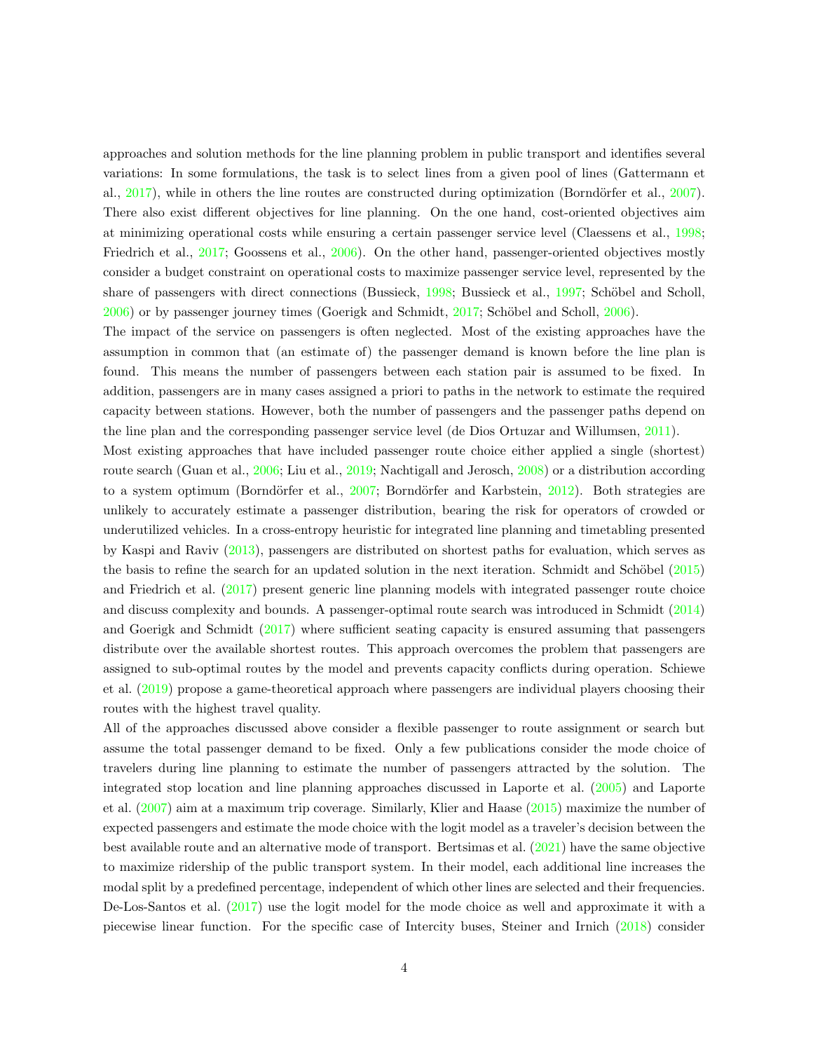approaches and solution methods for the line planning problem in public transport and identifies several variations: In some formulations, the task is to select lines from a given pool of lines (Gattermann et al., 2017), while in others the line routes are constructed during optimization (Borndörfer et al., 2007). There also exist different objectives for line planning. On the one hand, cost-oriented objectives aim at minimizing operational costs while ensuring a certain passenger service level (Claessens et al., 1998; Friedrich et al., 2017; Goossens et al., 2006). On the other hand, passenger-oriented objectives mostly consider a budget constraint on operational costs to maximize passenger service level, represented by the share of passengers with direct connections (Bussieck, 1998; Bussieck et al., 1997; Schöbel and Scholl, 2006) or by passenger journey times (Goerigk and Schmidt, 2017; Schöbel and Scholl, 2006).

The impact of the service on passengers is often neglected. Most of the existing approaches have the assumption in common that (an estimate of) the passenger demand is known before the line plan is found. This means the number of passengers between each station pair is assumed to be fixed. In addition, passengers are in many cases assigned a priori to paths in the network to estimate the required capacity between stations. However, both the number of passengers and the passenger paths depend on the line plan and the corresponding passenger service level (de Dios Ortuzar and Willumsen, 2011).

Most existing approaches that have included passenger route choice either applied a single (shortest) route search (Guan et al., 2006; Liu et al., 2019; Nachtigall and Jerosch, 2008) or a distribution according to a system optimum (Borndörfer et al., 2007; Borndörfer and Karbstein, 2012). Both strategies are unlikely to accurately estimate a passenger distribution, bearing the risk for operators of crowded or underutilized vehicles. In a cross-entropy heuristic for integrated line planning and timetabling presented by Kaspi and Raviv (2013), passengers are distributed on shortest paths for evaluation, which serves as the basis to refine the search for an updated solution in the next iteration. Schmidt and Schöbel (2015) and Friedrich et al. (2017) present generic line planning models with integrated passenger route choice and discuss complexity and bounds. A passenger-optimal route search was introduced in Schmidt (2014) and Goerigk and Schmidt (2017) where sufficient seating capacity is ensured assuming that passengers distribute over the available shortest routes. This approach overcomes the problem that passengers are assigned to sub-optimal routes by the model and prevents capacity conflicts during operation. Schiewe et al. (2019) propose a game-theoretical approach where passengers are individual players choosing their routes with the highest travel quality.

All of the approaches discussed above consider a flexible passenger to route assignment or search but assume the total passenger demand to be fixed. Only a few publications consider the mode choice of travelers during line planning to estimate the number of passengers attracted by the solution. The integrated stop location and line planning approaches discussed in Laporte et al. (2005) and Laporte et al. (2007) aim at a maximum trip coverage. Similarly, Klier and Haase (2015) maximize the number of expected passengers and estimate the mode choice with the logit model as a traveler's decision between the best available route and an alternative mode of transport. Bertsimas et al. (2021) have the same objective to maximize ridership of the public transport system. In their model, each additional line increases the modal split by a predefined percentage, independent of which other lines are selected and their frequencies. De-Los-Santos et al. (2017) use the logit model for the mode choice as well and approximate it with a piecewise linear function. For the specific case of Intercity buses, Steiner and Irnich (2018) consider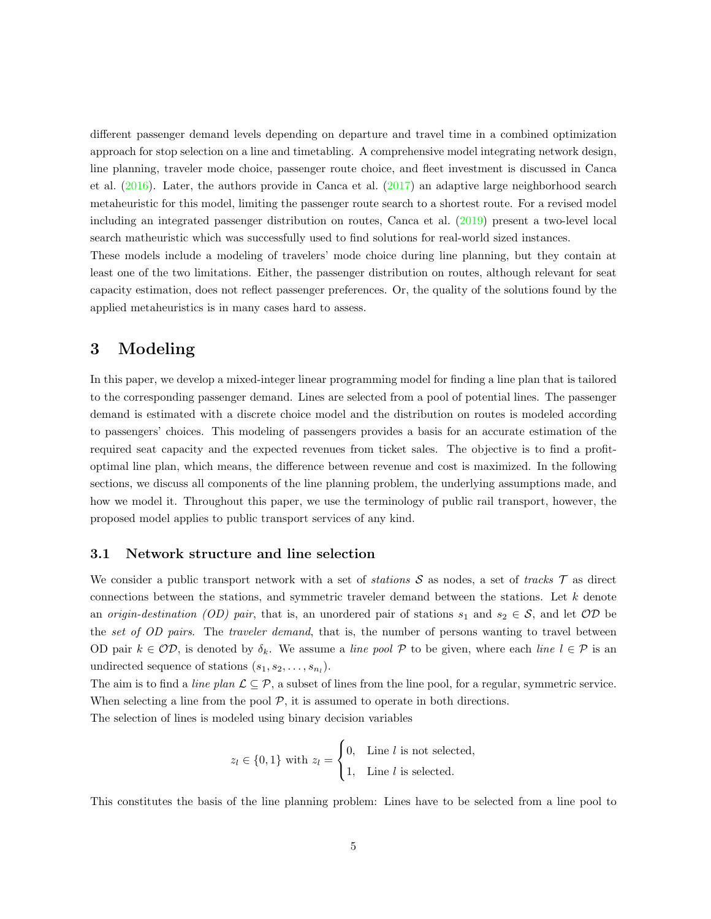different passenger demand levels depending on departure and travel time in a combined optimization approach for stop selection on a line and timetabling. A comprehensive model integrating network design, line planning, traveler mode choice, passenger route choice, and fleet investment is discussed in Canca et al. (2016). Later, the authors provide in Canca et al. (2017) an adaptive large neighborhood search metaheuristic for this model, limiting the passenger route search to a shortest route. For a revised model including an integrated passenger distribution on routes, Canca et al. (2019) present a two-level local search matheuristic which was successfully used to find solutions for real-world sized instances.

These models include a modeling of travelers' mode choice during line planning, but they contain at least one of the two limitations. Either, the passenger distribution on routes, although relevant for seat capacity estimation, does not reflect passenger preferences. Or, the quality of the solutions found by the applied metaheuristics is in many cases hard to assess.

# 3 Modeling

In this paper, we develop a mixed-integer linear programming model for finding a line plan that is tailored to the corresponding passenger demand. Lines are selected from a pool of potential lines. The passenger demand is estimated with a discrete choice model and the distribution on routes is modeled according to passengers' choices. This modeling of passengers provides a basis for an accurate estimation of the required seat capacity and the expected revenues from ticket sales. The objective is to find a profit-optimal line plan, which means, the difference between revenue and cost is maximized. In the following sections, we discuss all components of the line planning problem, the underlying assumptions made, and how we model it. Throughout this paper, we use the terminology of public rail transport, however, the proposed model applies to public transport services of any kind.

## 3.1 Network structure and line selection

We consider a public transport network with a set of *stations* $\mathcal{S}$ as nodes, a set of *tracks* $\mathcal{T}$ as direct connections between the stations, and symmetric traveler demand between the stations. Let $k$ denote an *origin-destination (OD) pair*, that is, an unordered pair of stations $s_1$ and $s_2 \in \mathcal{S}$, and let $\mathcal{OD}$ be the *set of OD pairs*. The *traveler demand*, that is, the number of persons wanting to travel between OD pair $k \in \mathcal{OD}$, is denoted by $\delta_k$. We assume a *line pool* $\mathcal{P}$ to be given, where each *line* $l \in \mathcal{P}$ is an undirected sequence of stations $(s_1, s_2, \ldots, s_{n_l})$.

The aim is to find a *line plan* $\mathcal{L} \subseteq \mathcal{P}$, a subset of lines from the line pool, for a regular, symmetric service. When selecting a line from the pool $\mathcal{P}$, it is assumed to operate in both directions.

The selection of lines is modeled using binary decision variables

$$z_l \in \{0, 1\} \text{ with } z_l = \begin{cases} 0, & \text{Line } l \text{ is not selected,} \\ 1, & \text{Line } l \text{ is selected.} \end{cases}$$

This constitutes the basis of the line planning problem: Lines have to be selected from a line pool to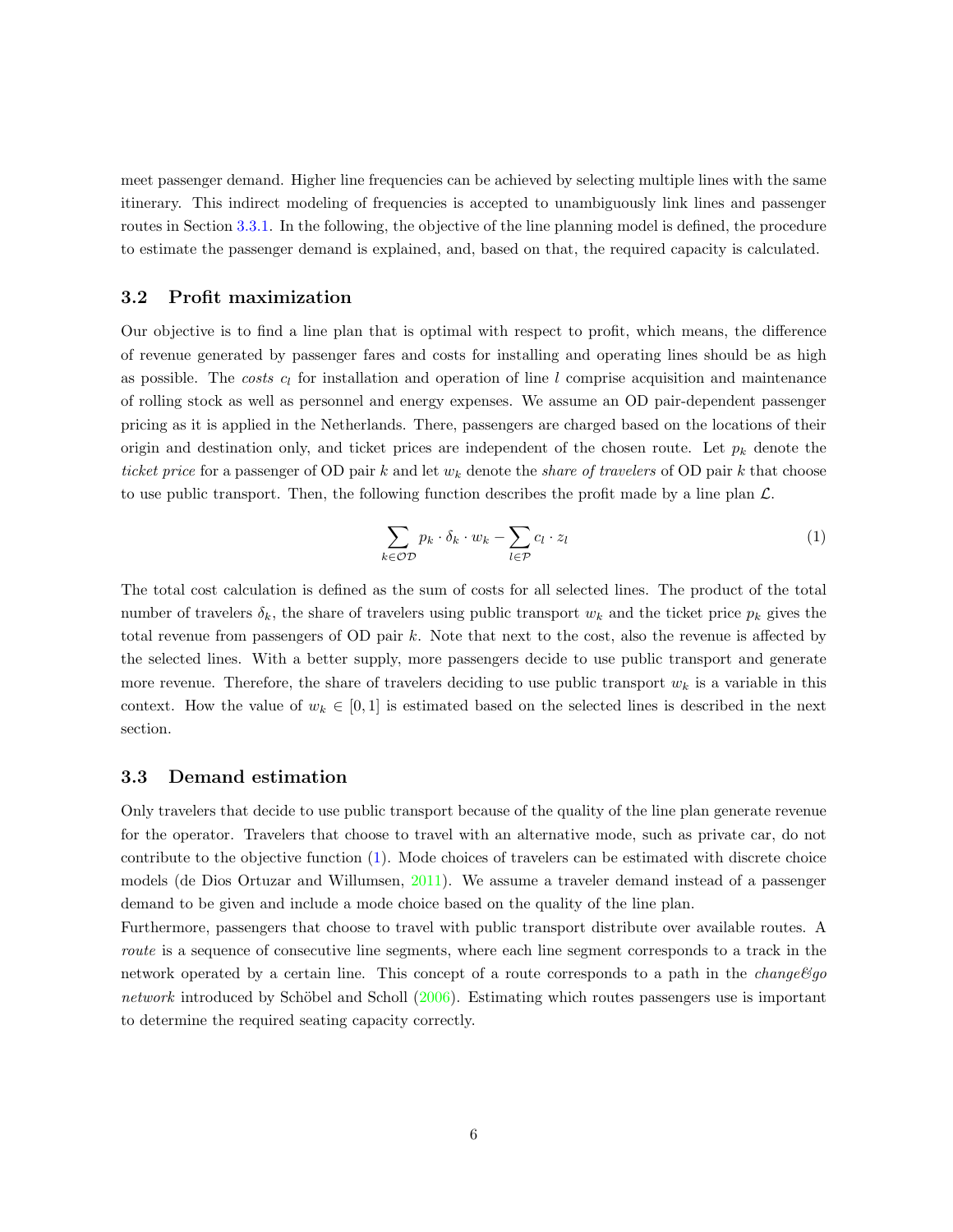meet passenger demand. Higher line frequencies can be achieved by selecting multiple lines with the same itinerary. This indirect modeling of frequencies is accepted to unambiguously link lines and passenger routes in Section 3.3.1. In the following, the objective of the line planning model is defined, the procedure to estimate the passenger demand is explained, and, based on that, the required capacity is calculated.

### 3.2 Profit maximization

Our objective is to find a line plan that is optimal with respect to profit, which means, the difference of revenue generated by passenger fares and costs for installing and operating lines should be as high as possible. The *costs* $c_l$ for installation and operation of line $l$ comprise acquisition and maintenance of rolling stock as well as personnel and energy expenses. We assume an OD pair-dependent passenger pricing as it is applied in the Netherlands. There, passengers are charged based on the locations of their origin and destination only, and ticket prices are independent of the chosen route. Let $p_k$ denote the *ticket price* for a passenger of OD pair $k$ and let $w_k$ denote the *share of travelers* of OD pair $k$ that choose to use public transport. Then, the following function describes the profit made by a line plan $\mathcal{L}$.

$$\sum_{k \in \mathcal{OD}} p_k \cdot \delta_k \cdot w_k - \sum_{l \in \mathcal{P}} c_l \cdot z_l \tag{1}$$

The total cost calculation is defined as the sum of costs for all selected lines. The product of the total number of travelers $\delta_k$, the share of travelers using public transport $w_k$ and the ticket price $p_k$ gives the total revenue from passengers of OD pair $k$. Note that next to the cost, also the revenue is affected by the selected lines. With a better supply, more passengers decide to use public transport and generate more revenue. Therefore, the share of travelers deciding to use public transport $w_k$ is a variable in this context. How the value of $w_k \in [0, 1]$ is estimated based on the selected lines is described in the next section.

### 3.3 Demand estimation

Only travelers that decide to use public transport because of the quality of the line plan generate revenue for the operator. Travelers that choose to travel with an alternative mode, such as private car, do not contribute to the objective function (1). Mode choices of travelers can be estimated with discrete choice models (de Dios Ortuzar and Willumsen, 2011). We assume a traveler demand instead of a passenger demand to be given and include a mode choice based on the quality of the line plan.

Furthermore, passengers that choose to travel with public transport distribute over available routes. A *route* is a sequence of consecutive line segments, where each line segment corresponds to a track in the network operated by a certain line. This concept of a route corresponds to a path in the *change&go network* introduced by Schöbel and Scholl (2006). Estimating which routes passengers use is important to determine the required seating capacity correctly.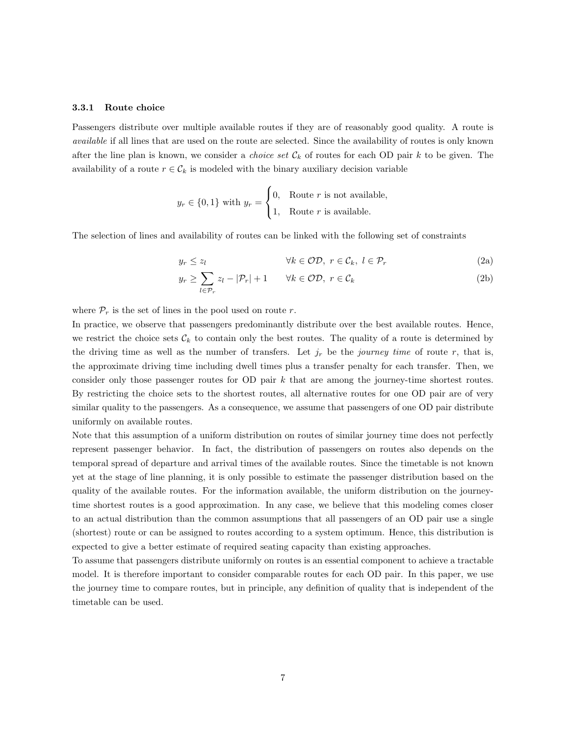#### 3.3.1 Route choice

Passengers distribute over multiple available routes if they are of reasonably good quality. A route is *available* if all lines that are used on the route are selected. Since the availability of routes is only known after the line plan is known, we consider a *choice set* $\mathcal{C}_k$ of routes for each OD pair $k$ to be given. The availability of a route $r \in \mathcal{C}_k$ is modeled with the binary auxiliary decision variable

$$y_r \in \{0,1\} \text{ with } y_r = \begin{cases} 0, & \text{Route } r \text{ is not available,} \\ 1, & \text{Route } r \text{ is available.} \end{cases}$$

The selection of lines and availability of routes can be linked with the following set of constraints

$$y_r \leq z_l \qquad \forall k \in \mathcal{OD},\ r \in \mathcal{C}_k,\ l \in \mathcal{P}_r \tag{2a}$$

$$y_r \geq \sum_{l \in \mathcal{P}_r} z_l - |\mathcal{P}_r| + 1 \qquad \forall k \in \mathcal{OD},\ r \in \mathcal{C}_k \tag{2b}$$

where $\mathcal{P}_r$ is the set of lines in the pool used on route $r$.

In practice, we observe that passengers predominantly distribute over the best available routes. Hence, we restrict the choice sets $\mathcal{C}_k$ to contain only the best routes. The quality of a route is determined by the driving time as well as the number of transfers. Let $j_r$ be the *journey time* of route $r$, that is, the approximate driving time including dwell times plus a transfer penalty for each transfer. Then, we consider only those passenger routes for OD pair $k$ that are among the journey-time shortest routes. By restricting the choice sets to the shortest routes, all alternative routes for one OD pair are of very similar quality to the passengers. As a consequence, we assume that passengers of one OD pair distribute uniformly on available routes.

Note that this assumption of a uniform distribution on routes of similar journey time does not perfectly represent passenger behavior. In fact, the distribution of passengers on routes also depends on the temporal spread of departure and arrival times of the available routes. Since the timetable is not known yet at the stage of line planning, it is only possible to estimate the passenger distribution based on the quality of the available routes. For the information available, the uniform distribution on the journey-time shortest routes is a good approximation. In any case, we believe that this modeling comes closer to an actual distribution than the common assumptions that all passengers of an OD pair use a single (shortest) route or can be assigned to routes according to a system optimum. Hence, this distribution is expected to give a better estimate of required seating capacity than existing approaches.

To assume that passengers distribute uniformly on routes is an essential component to achieve a tractable model. It is therefore important to consider comparable routes for each OD pair. In this paper, we use the journey time to compare routes, but in principle, any definition of quality that is independent of the timetable can be used.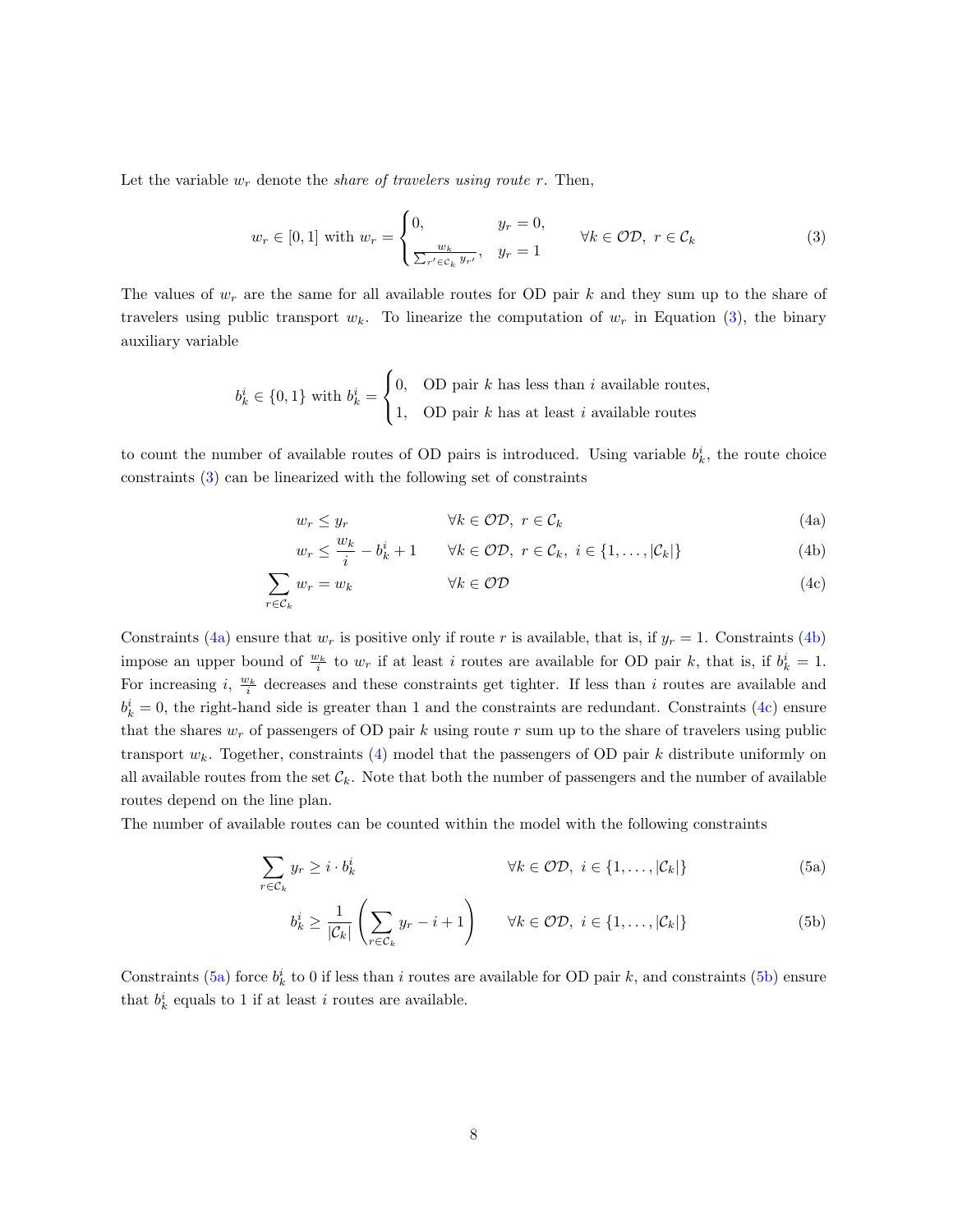Let the variable $w_r$ denote the *share of travelers using route* $r$. Then,

$$w_r \in [0,1] \text{ with } w_r = \begin{cases} 0, & y_r = 0, \\ \frac{w_k}{\sum_{r' \in \mathcal{C}_k} y_{r'}}, & y_r = 1 \end{cases} \qquad \forall k \in \mathcal{OD},\ r \in \mathcal{C}_k \tag{3}$$

The values of $w_r$ are the same for all available routes for OD pair $k$ and they sum up to the share of travelers using public transport $w_k$. To linearize the computation of $w_r$ in Equation (3), the binary auxiliary variable

$$b_k^i \in \{0,1\} \text{ with } b_k^i = \begin{cases} 0, & \text{OD pair } k \text{ has less than } i \text{ available routes,} \\ 1, & \text{OD pair } k \text{ has at least } i \text{ available routes} \end{cases}$$

to count the number of available routes of OD pairs is introduced. Using variable $b_k^i$, the route choice constraints (3) can be linearized with the following set of constraints

$$w_r \leq y_r \qquad \forall k \in \mathcal{OD},\ r \in \mathcal{C}_k \tag{4a}$$

$$w_r \leq \frac{w_k}{i} - b_k^i + 1 \qquad \forall k \in \mathcal{OD},\ r \in \mathcal{C}_k,\ i \in \{1, \ldots, |\mathcal{C}_k|\} \tag{4b}$$

$$\sum_{r \in \mathcal{C}_k} w_r = w_k \qquad \forall k \in \mathcal{OD} \tag{4c}$$

Constraints (4a) ensure that $w_r$ is positive only if route $r$ is available, that is, if $y_r = 1$. Constraints (4b) impose an upper bound of $\frac{w_k}{i}$ to $w_r$ if at least $i$ routes are available for OD pair $k$, that is, if $b_k^i = 1$. For increasing $i$, $\frac{w_k}{i}$ decreases and these constraints get tighter. If less than $i$ routes are available and $b_k^i = 0$, the right-hand side is greater than 1 and the constraints are redundant. Constraints (4c) ensure that the shares $w_r$ of passengers of OD pair $k$ using route $r$ sum up to the share of travelers using public transport $w_k$. Together, constraints (4) model that the passengers of OD pair $k$ distribute uniformly on all available routes from the set $\mathcal{C}_k$. Note that both the number of passengers and the number of available routes depend on the line plan.

The number of available routes can be counted within the model with the following constraints

$$\sum_{r \in \mathcal{C}_k} y_r \geq i \cdot b_k^i \qquad \forall k \in \mathcal{OD},\ i \in \{1, \ldots, |\mathcal{C}_k|\} \tag{5a}$$

$$b_k^i \geq \frac{1}{|\mathcal{C}_k|} \left( \sum_{r \in \mathcal{C}_k} y_r - i + 1 \right) \qquad \forall k \in \mathcal{OD},\ i \in \{1, \ldots, |\mathcal{C}_k|\} \tag{5b}$$

Constraints (5a) force $b_k^i$ to 0 if less than $i$ routes are available for OD pair $k$, and constraints (5b) ensure that $b_k^i$ equals to 1 if at least $i$ routes are available.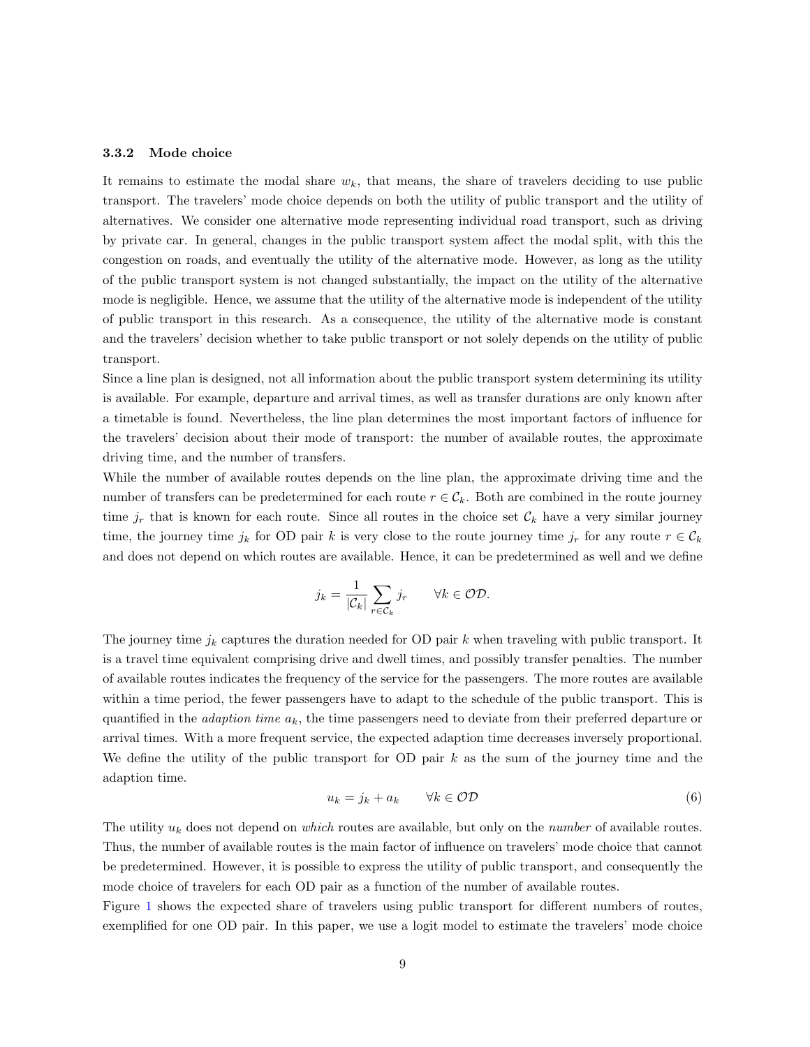### 3.3.2 Mode choice

It remains to estimate the modal share $w_k$, that means, the share of travelers deciding to use public transport. The travelers' mode choice depends on both the utility of public transport and the utility of alternatives. We consider one alternative mode representing individual road transport, such as driving by private car. In general, changes in the public transport system affect the modal split, with this the congestion on roads, and eventually the utility of the alternative mode. However, as long as the utility of the public transport system is not changed substantially, the impact on the utility of the alternative mode is negligible. Hence, we assume that the utility of the alternative mode is independent of the utility of public transport in this research. As a consequence, the utility of the alternative mode is constant and the travelers' decision whether to take public transport or not solely depends on the utility of public transport.

Since a line plan is designed, not all information about the public transport system determining its utility is available. For example, departure and arrival times, as well as transfer durations are only known after a timetable is found. Nevertheless, the line plan determines the most important factors of influence for the travelers' decision about their mode of transport: the number of available routes, the approximate driving time, and the number of transfers.

While the number of available routes depends on the line plan, the approximate driving time and the number of transfers can be predetermined for each route $r \in \mathcal{C}_k$. Both are combined in the route journey time $j_r$ that is known for each route. Since all routes in the choice set $\mathcal{C}_k$ have a very similar journey time, the journey time $j_k$ for OD pair $k$ is very close to the route journey time $j_r$ for any route $r \in \mathcal{C}_k$ and does not depend on which routes are available. Hence, it can be predetermined as well and we define

$$j_k = \frac{1}{|\mathcal{C}_k|} \sum_{r \in \mathcal{C}_k} j_r \qquad \forall k \in \mathcal{OD}.$$

The journey time $j_k$ captures the duration needed for OD pair $k$ when traveling with public transport. It is a travel time equivalent comprising drive and dwell times, and possibly transfer penalties. The number of available routes indicates the frequency of the service for the passengers. The more routes are available within a time period, the fewer passengers have to adapt to the schedule of the public transport. This is quantified in the *adaption time* $a_k$, the time passengers need to deviate from their preferred departure or arrival times. With a more frequent service, the expected adaption time decreases inversely proportional. We define the utility of the public transport for OD pair $k$ as the sum of the journey time and the adaption time.

$$u_k = j_k + a_k \qquad \forall k \in \mathcal{OD} \tag{6}$$

The utility $u_k$ does not depend on *which* routes are available, but only on the *number* of available routes. Thus, the number of available routes is the main factor of influence on travelers' mode choice that cannot be predetermined. However, it is possible to express the utility of public transport, and consequently the mode choice of travelers for each OD pair as a function of the number of available routes.

Figure 1 shows the expected share of travelers using public transport for different numbers of routes, exemplified for one OD pair. In this paper, we use a logit model to estimate the travelers' mode choice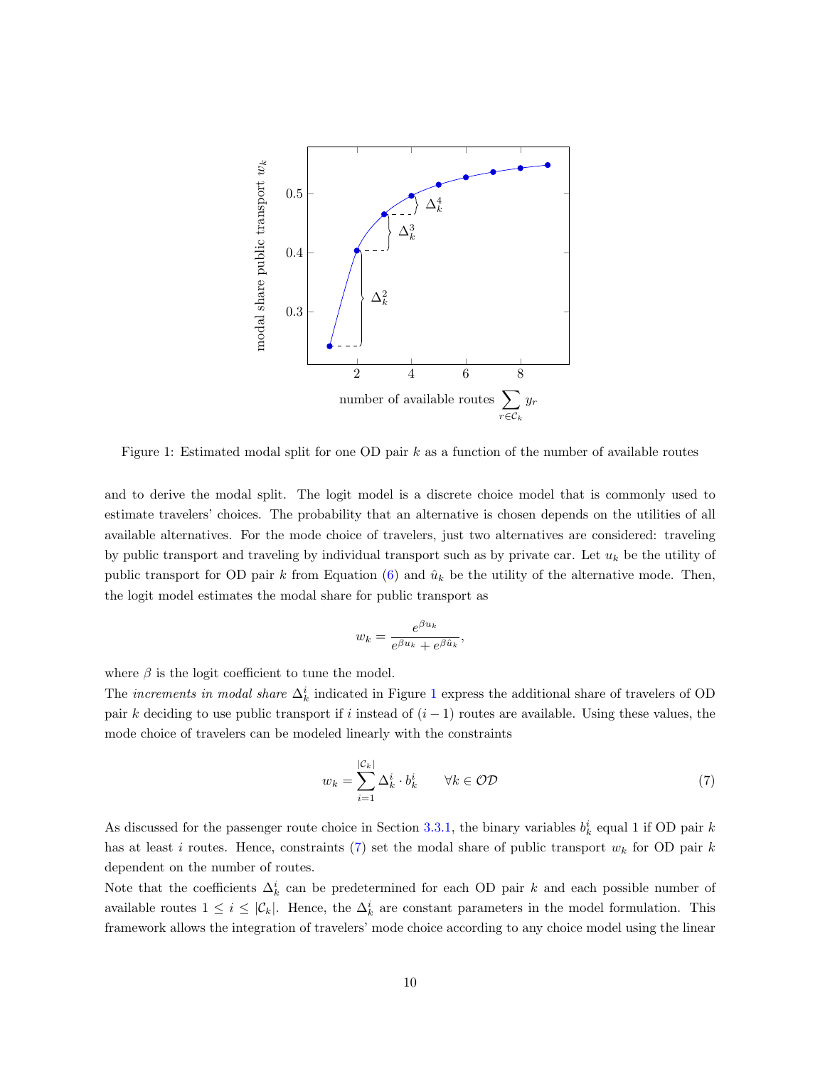Figure 1: Estimated modal split for one OD pair $k$ as a function of the number of available routes

and to derive the modal split. The logit model is a discrete choice model that is commonly used to estimate travelers' choices. The probability that an alternative is chosen depends on the utilities of all available alternatives. For the mode choice of travelers, just two alternatives are considered: traveling by public transport and traveling by individual transport such as by private car. Let $u_k$ be the utility of public transport for OD pair $k$ from Equation (6) and $\hat{u}_k$ be the utility of the alternative mode. Then, the logit model estimates the modal share for public transport as

$$w_k = \frac{e^{\beta u_k}}{e^{\beta u_k} + e^{\beta \hat{u}_k}},$$

where $\beta$ is the logit coefficient to tune the model.

The *increments in modal share* $\Delta_k^i$ indicated in Figure 1 express the additional share of travelers of OD pair $k$ deciding to use public transport if $i$ instead of $(i-1)$ routes are available. Using these values, the mode choice of travelers can be modeled linearly with the constraints

$$w_k = \sum_{i=1}^{|\mathcal{C}_k|} \Delta_k^i \cdot b_k^i \qquad \forall k \in \mathcal{OD} \tag{7}$$

As discussed for the passenger route choice in Section 3.3.1, the binary variables $b_k^i$ equal 1 if OD pair $k$ has at least $i$ routes. Hence, constraints (7) set the modal share of public transport $w_k$ for OD pair $k$ dependent on the number of routes.

Note that the coefficients $\Delta_k^i$ can be predetermined for each OD pair $k$ and each possible number of available routes $1 \leq i \leq |\mathcal{C}_k|$. Hence, the $\Delta_k^i$ are constant parameters in the model formulation. This framework allows the integration of travelers' mode choice according to any choice model using the linear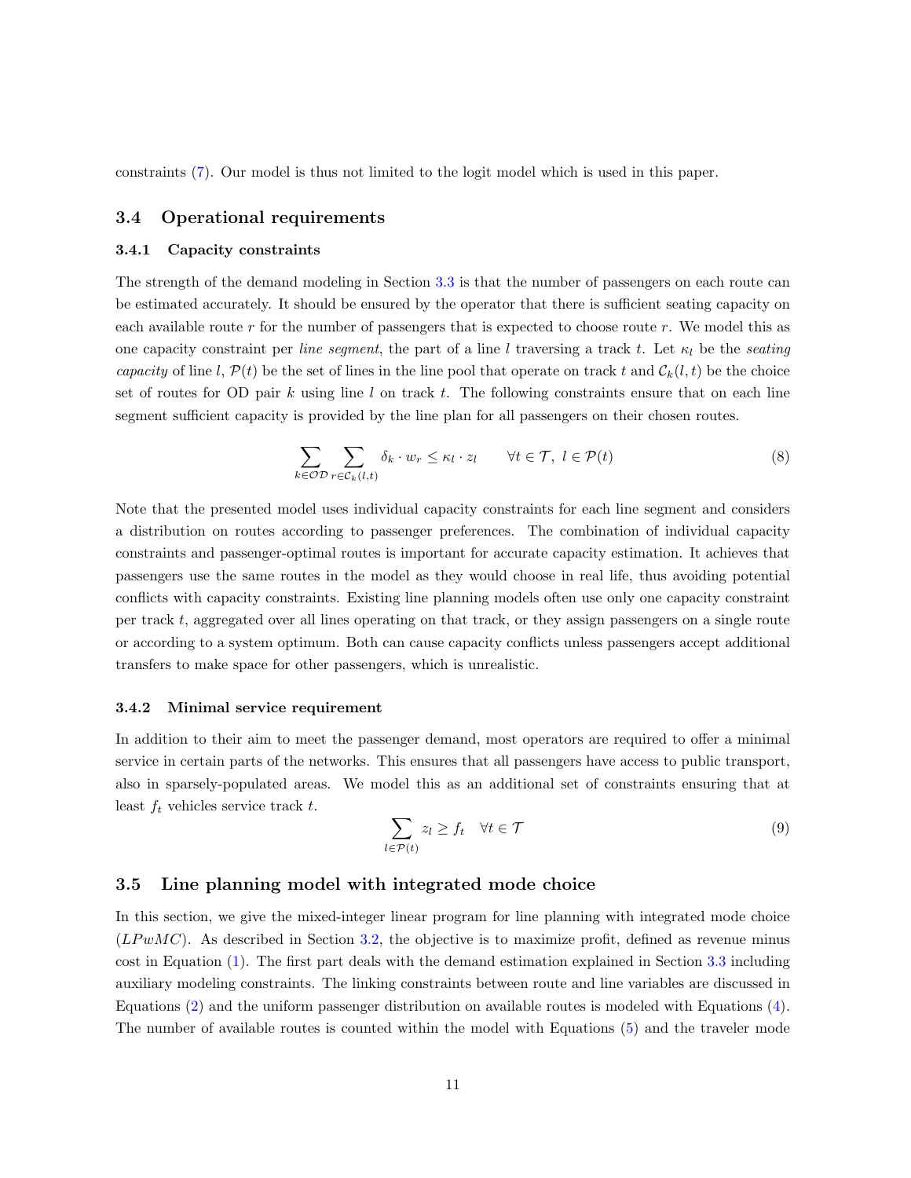constraints (7). Our model is thus not limited to the logit model which is used in this paper.

## 3.4 Operational requirements

### 3.4.1 Capacity constraints

The strength of the demand modeling in Section 3.3 is that the number of passengers on each route can be estimated accurately. It should be ensured by the operator that there is sufficient seating capacity on each available route $r$ for the number of passengers that is expected to choose route $r$. We model this as one capacity constraint per *line segment*, the part of a line $l$ traversing a track $t$. Let $\kappa_l$ be the *seating capacity* of line $l$, $\mathcal{P}(t)$ be the set of lines in the line pool that operate on track $t$ and $\mathcal{C}_k(l,t)$ be the choice set of routes for OD pair $k$ using line $l$ on track $t$. The following constraints ensure that on each line segment sufficient capacity is provided by the line plan for all passengers on their chosen routes.

$$\sum_{k \in \mathcal{OD}} \sum_{r \in \mathcal{C}_k(l,t)} \delta_k \cdot w_r \leq \kappa_l \cdot z_l \qquad \forall t \in \mathcal{T},\ l \in \mathcal{P}(t) \tag{8}$$

Note that the presented model uses individual capacity constraints for each line segment and considers a distribution on routes according to passenger preferences. The combination of individual capacity constraints and passenger-optimal routes is important for accurate capacity estimation. It achieves that passengers use the same routes in the model as they would choose in real life, thus avoiding potential conflicts with capacity constraints. Existing line planning models often use only one capacity constraint per track $t$, aggregated over all lines operating on that track, or they assign passengers on a single route or according to a system optimum. Both can cause capacity conflicts unless passengers accept additional transfers to make space for other passengers, which is unrealistic.

### 3.4.2 Minimal service requirement

In addition to their aim to meet the passenger demand, most operators are required to offer a minimal service in certain parts of the networks. This ensures that all passengers have access to public transport, also in sparsely-populated areas. We model this as an additional set of constraints ensuring that at least $f_t$ vehicles service track $t$.

$$\sum_{l \in \mathcal{P}(t)} z_l \geq f_t \quad \forall t \in \mathcal{T} \tag{9}$$

## 3.5 Line planning model with integrated mode choice

In this section, we give the mixed-integer linear program for line planning with integrated mode choice ($LPwMC$). As described in Section 3.2, the objective is to maximize profit, defined as revenue minus cost in Equation (1). The first part deals with the demand estimation explained in Section 3.3 including auxiliary modeling constraints. The linking constraints between route and line variables are discussed in Equations (2) and the uniform passenger distribution on available routes is modeled with Equations (4). The number of available routes is counted within the model with Equations (5) and the traveler mode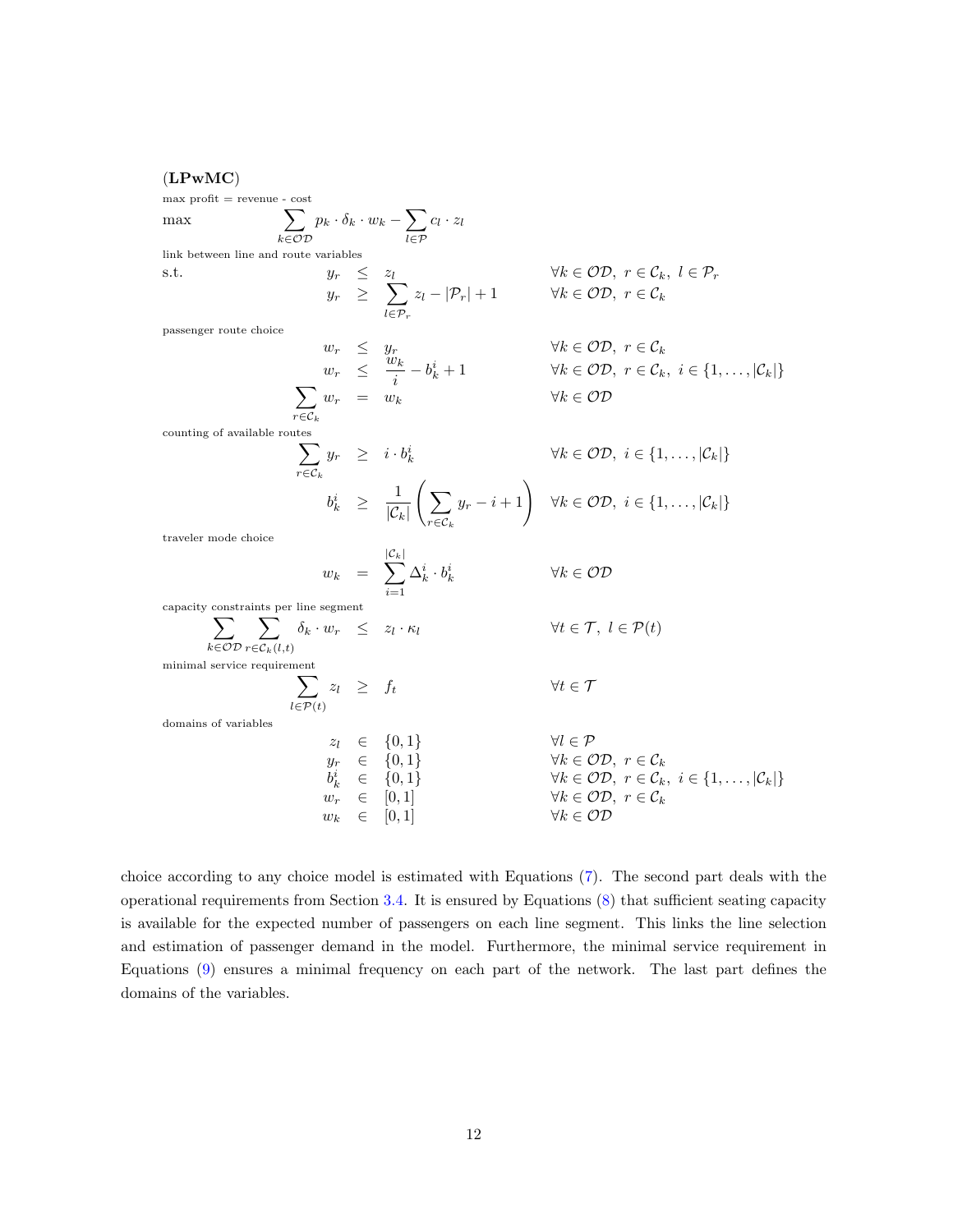**(LPwMC)**

max profit = revenue - cost

$$\max \quad \sum_{k \in \mathcal{OD}} p_k \cdot \delta_k \cdot w_k - \sum_{l \in \mathcal{P}} c_l \cdot z_l$$

link between line and route variables

$$
\begin{aligned}
\text{s.t.} \quad y_r &\leq z_l && \forall k \in \mathcal{OD},\ r \in \mathcal{C}_k,\ l \in \mathcal{P}_r \\
y_r &\geq \sum_{l \in \mathcal{P}_r} z_l - |\mathcal{P}_r| + 1 && \forall k \in \mathcal{OD},\ r \in \mathcal{C}_k
\end{aligned}
$$

passenger route choice

$$
\begin{aligned}
w_r &\leq y_r && \forall k \in \mathcal{OD},\ r \in \mathcal{C}_k \\
w_r &\leq \frac{w_k}{i} - b_k^i + 1 && \forall k \in \mathcal{OD},\ r \in \mathcal{C}_k,\ i \in \{1, \ldots, |\mathcal{C}_k|\} \\
\sum_{r \in \mathcal{C}_k} w_r &= w_k && \forall k \in \mathcal{OD}
\end{aligned}
$$

counting of available routes

$$
\begin{aligned}
\sum_{r \in \mathcal{C}_k} y_r &\geq i \cdot b_k^i && \forall k \in \mathcal{OD},\ i \in \{1, \ldots, |\mathcal{C}_k|\} \\
b_k^i &\geq \frac{1}{|\mathcal{C}_k|} \left( \sum_{r \in \mathcal{C}_k} y_r - i + 1 \right) && \forall k \in \mathcal{OD},\ i \in \{1, \ldots, |\mathcal{C}_k|\}
\end{aligned}
$$

traveler mode choice

$$
w_k = \sum_{i=1}^{|\mathcal{C}_k|} \Delta_k^i \cdot b_k^i \qquad \forall k \in \mathcal{OD}
$$

capacity constraints per line segment

$$
\sum_{k \in \mathcal{OD}} \sum_{r \in \mathcal{C}_k(l,t)} \delta_k \cdot w_r \leq z_l \cdot \kappa_l \qquad \forall t \in \mathcal{T},\ l \in \mathcal{P}(t)
$$

minimal service requirement

$$
\sum_{l \in \mathcal{P}(t)} z_l \geq f_t \qquad \forall t \in \mathcal{T}
$$

domains of variables

$$
\begin{aligned}
z_l &\in \{0, 1\} && \forall l \in \mathcal{P} \\
y_r &\in \{0, 1\} && \forall k \in \mathcal{OD},\ r \in \mathcal{C}_k \\
b_k^i &\in \{0, 1\} && \forall k \in \mathcal{OD},\ r \in \mathcal{C}_k,\ i \in \{1, \ldots, |\mathcal{C}_k|\} \\
w_r &\in [0, 1] && \forall k \in \mathcal{OD},\ r \in \mathcal{C}_k \\
w_k &\in [0, 1] && \forall k \in \mathcal{OD}
\end{aligned}
$$

choice according to any choice model is estimated with Equations (7). The second part deals with the operational requirements from Section 3.4. It is ensured by Equations (8) that sufficient seating capacity is available for the expected number of passengers on each line segment. This links the line selection and estimation of passenger demand in the model. Furthermore, the minimal service requirement in Equations (9) ensures a minimal frequency on each part of the network. The last part defines the domains of the variables.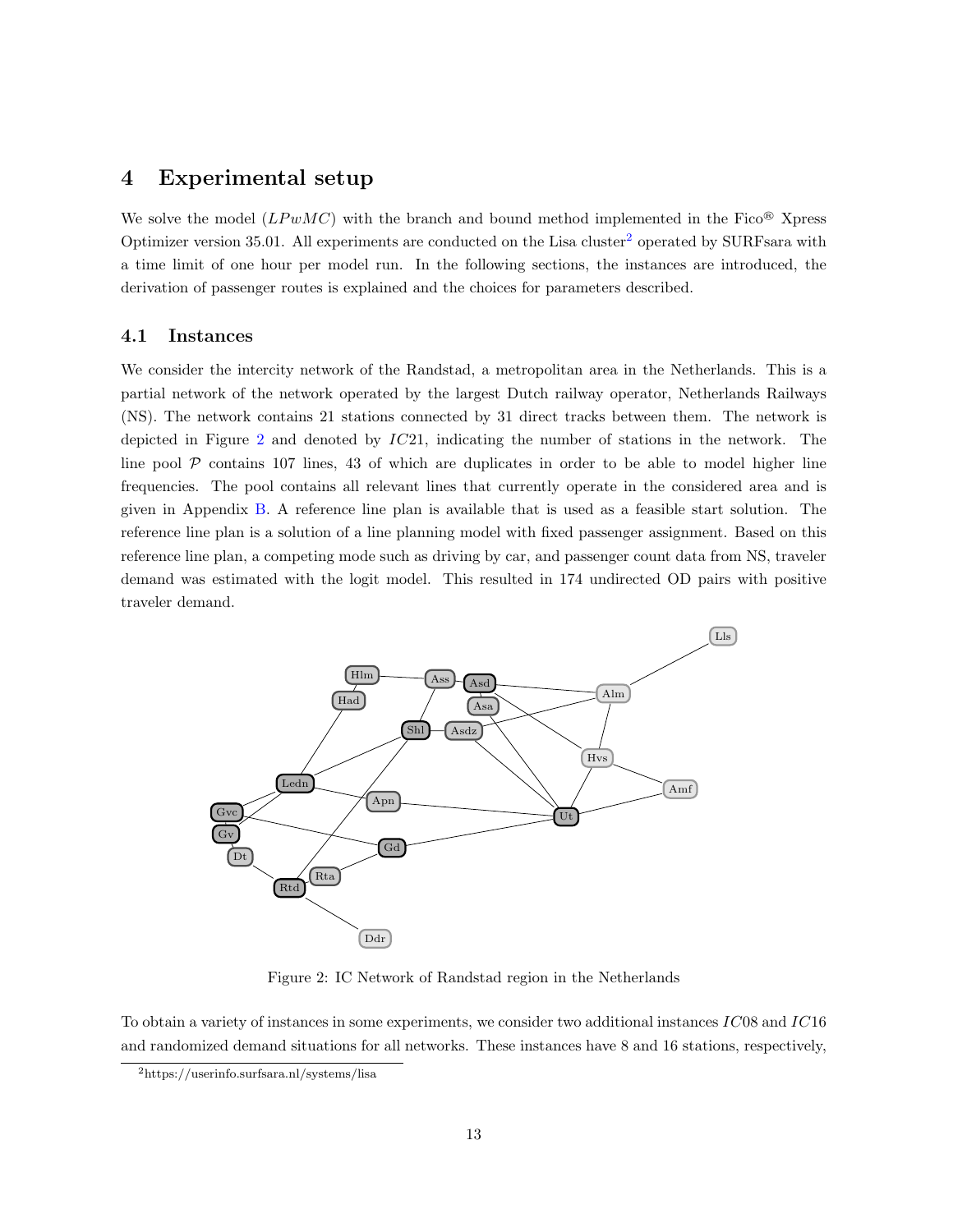## 4 Experimental setup

We solve the model ($LPwMC$) with the branch and bound method implemented in the Fico® Xpress Optimizer version 35.01. All experiments are conducted on the Lisa cluster[2] operated by SURFsara with a time limit of one hour per model run. In the following sections, the instances are introduced, the derivation of passenger routes is explained and the choices for parameters described.

### 4.1 Instances

We consider the intercity network of the Randstad, a metropolitan area in the Netherlands. This is a partial network of the network operated by the largest Dutch railway operator, Netherlands Railways (NS). The network contains 21 stations connected by 31 direct tracks between them. The network is depicted in Figure 2 and denoted by $IC21$, indicating the number of stations in the network. The line pool $\mathcal{P}$ contains 107 lines, 43 of which are duplicates in order to be able to model higher line frequencies. The pool contains all relevant lines that currently operate in the considered area and is given in Appendix B. A reference line plan is available that is used as a feasible start solution. The reference line plan is a solution of a line planning model with fixed passenger assignment. Based on this reference line plan, a competing mode such as driving by car, and passenger count data from NS, traveler demand was estimated with the logit model. This resulted in 174 undirected OD pairs with positive traveler demand.

Figure 2: IC Network of Randstad region in the Netherlands

To obtain a variety of instances in some experiments, we consider two additional instances $IC08$ and $IC16$ and randomized demand situations for all networks. These instances have 8 and 16 stations, respectively,

[2] https://userinfo.surfsara.nl/systems/lisa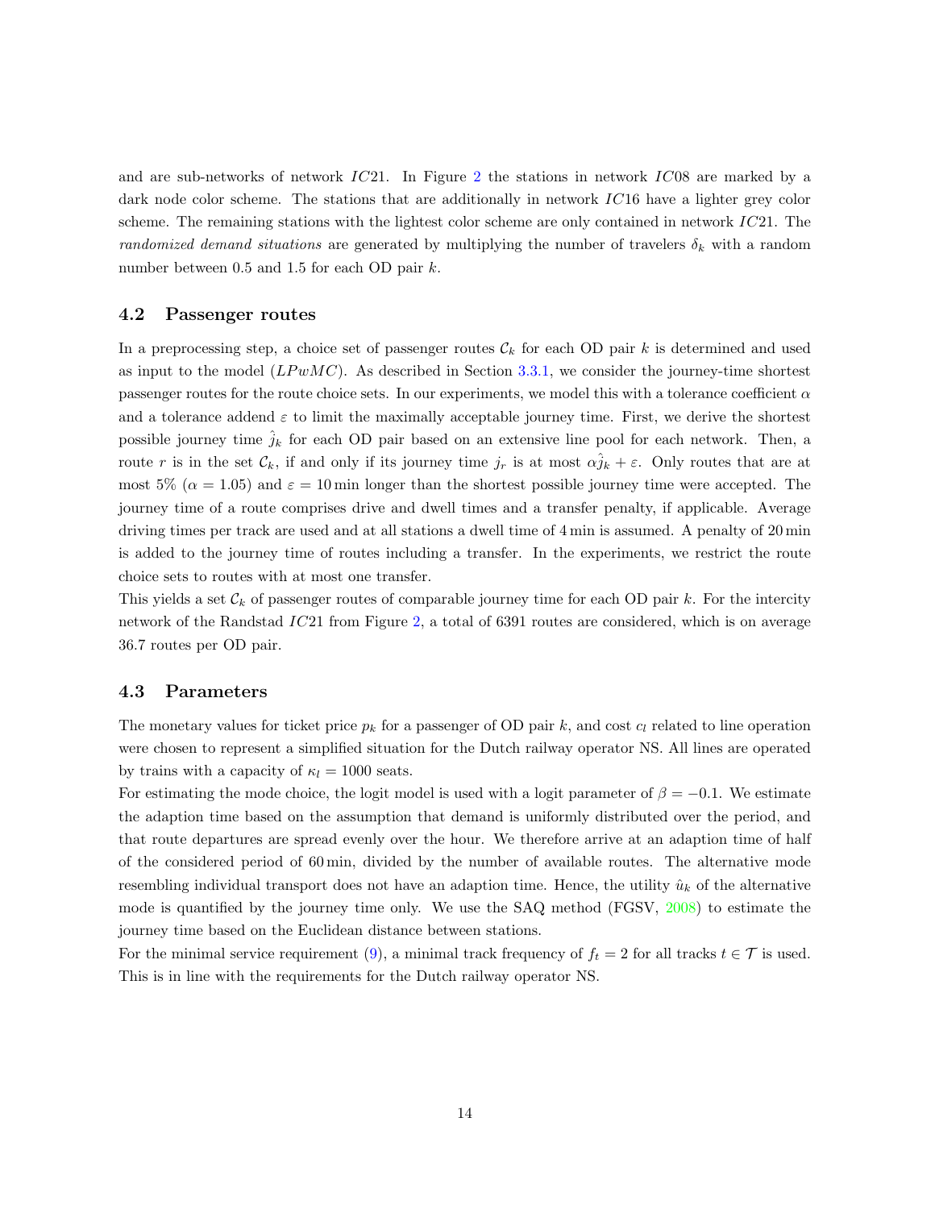and are sub-networks of network $IC21$. In Figure 2 the stations in network $IC08$ are marked by a dark node color scheme. The stations that are additionally in network $IC16$ have a lighter grey color scheme. The remaining stations with the lightest color scheme are only contained in network $IC21$. The *randomized demand situations* are generated by multiplying the number of travelers $\delta_k$ with a random number between 0.5 and 1.5 for each OD pair $k$.

## 4.2 Passenger routes

In a preprocessing step, a choice set of passenger routes $\mathcal{C}_k$ for each OD pair $k$ is determined and used as input to the model ($LPwMC$). As described in Section 3.3.1, we consider the journey-time shortest passenger routes for the route choice sets. In our experiments, we model this with a tolerance coefficient $\alpha$ and a tolerance addend $\varepsilon$ to limit the maximally acceptable journey time. First, we derive the shortest possible journey time $\hat{j}_k$ for each OD pair based on an extensive line pool for each network. Then, a route $r$ is in the set $\mathcal{C}_k$, if and only if its journey time $j_r$ is at most $\alpha \hat{j}_k + \varepsilon$. Only routes that are at most 5% ($\alpha = 1.05$) and $\varepsilon = 10\,\text{min}$ longer than the shortest possible journey time were accepted. The journey time of a route comprises drive and dwell times and a transfer penalty, if applicable. Average driving times per track are used and at all stations a dwell time of 4 min is assumed. A penalty of 20 min is added to the journey time of routes including a transfer. In the experiments, we restrict the route choice sets to routes with at most one transfer.

This yields a set $\mathcal{C}_k$ of passenger routes of comparable journey time for each OD pair $k$. For the intercity network of the Randstad $IC21$ from Figure 2, a total of 6391 routes are considered, which is on average 36.7 routes per OD pair.

## 4.3 Parameters

The monetary values for ticket price $p_k$ for a passenger of OD pair $k$, and cost $c_l$ related to line operation were chosen to represent a simplified situation for the Dutch railway operator NS. All lines are operated by trains with a capacity of $\kappa_l = 1000$ seats.

For estimating the mode choice, the logit model is used with a logit parameter of $\beta = -0.1$. We estimate the adaption time based on the assumption that demand is uniformly distributed over the period, and that route departures are spread evenly over the hour. We therefore arrive at an adaption time of half of the considered period of 60 min, divided by the number of available routes. The alternative mode resembling individual transport does not have an adaption time. Hence, the utility $\hat{u}_k$ of the alternative mode is quantified by the journey time only. We use the SAQ method (FGSV, 2008) to estimate the journey time based on the Euclidean distance between stations.

For the minimal service requirement (9), a minimal track frequency of $f_t = 2$ for all tracks $t \in \mathcal{T}$ is used. This is in line with the requirements for the Dutch railway operator NS.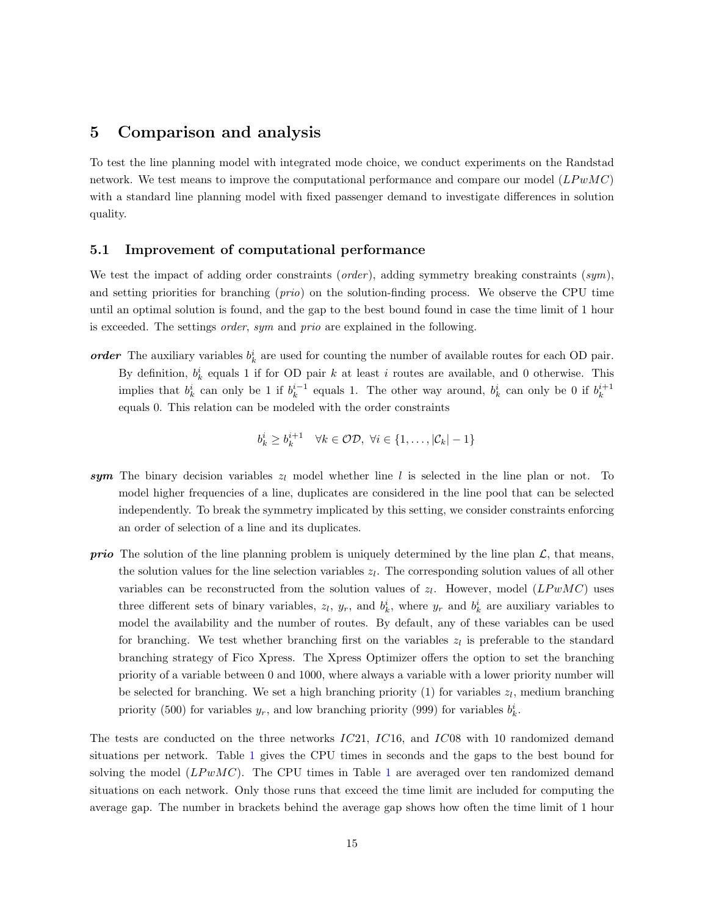## 5 Comparison and analysis

To test the line planning model with integrated mode choice, we conduct experiments on the Randstad network. We test means to improve the computational performance and compare our model ($LPwMC$) with a standard line planning model with fixed passenger demand to investigate differences in solution quality.

### 5.1 Improvement of computational performance

We test the impact of adding order constraints (*order*), adding symmetry breaking constraints (*sym*), and setting priorities for branching (*prio*) on the solution-finding process. We observe the CPU time until an optimal solution is found, and the gap to the best bound found in case the time limit of 1 hour is exceeded. The settings *order*, *sym* and *prio* are explained in the following.

***order*** The auxiliary variables $b_k^i$ are used for counting the number of available routes for each OD pair. By definition, $b_k^i$ equals 1 if for OD pair $k$ at least $i$ routes are available, and 0 otherwise. This implies that $b_k^i$ can only be 1 if $b_k^{i-1}$ equals 1. The other way around, $b_k^i$ can only be 0 if $b_k^{i+1}$ equals 0. This relation can be modeled with the order constraints

$$b_k^i \geq b_k^{i+1} \quad \forall k \in \mathcal{OD},\ \forall i \in \{1, \ldots, |\mathcal{C}_k| - 1\}$$

***sym*** The binary decision variables $z_l$ model whether line $l$ is selected in the line plan or not. To model higher frequencies of a line, duplicates are considered in the line pool that can be selected independently. To break the symmetry implicated by this setting, we consider constraints enforcing an order of selection of a line and its duplicates.

***prio*** The solution of the line planning problem is uniquely determined by the line plan $\mathcal{L}$, that means, the solution values for the line selection variables $z_l$. The corresponding solution values of all other variables can be reconstructed from the solution values of $z_l$. However, model ($LPwMC$) uses three different sets of binary variables, $z_l$, $y_r$, and $b_k^i$, where $y_r$ and $b_k^i$ are auxiliary variables to model the availability and the number of routes. By default, any of these variables can be used for branching. We test whether branching first on the variables $z_l$ is preferable to the standard branching strategy of Fico Xpress. The Xpress Optimizer offers the option to set the branching priority of a variable between 0 and 1000, where always a variable with a lower priority number will be selected for branching. We set a high branching priority (1) for variables $z_l$, medium branching priority (500) for variables $y_r$, and low branching priority (999) for variables $b_k^i$.

The tests are conducted on the three networks $IC21$, $IC16$, and $IC08$ with 10 randomized demand situations per network. Table 1 gives the CPU times in seconds and the gaps to the best bound for solving the model ($LPwMC$). The CPU times in Table 1 are averaged over ten randomized demand situations on each network. Only those runs that exceed the time limit are included for computing the average gap. The number in brackets behind the average gap shows how often the time limit of 1 hour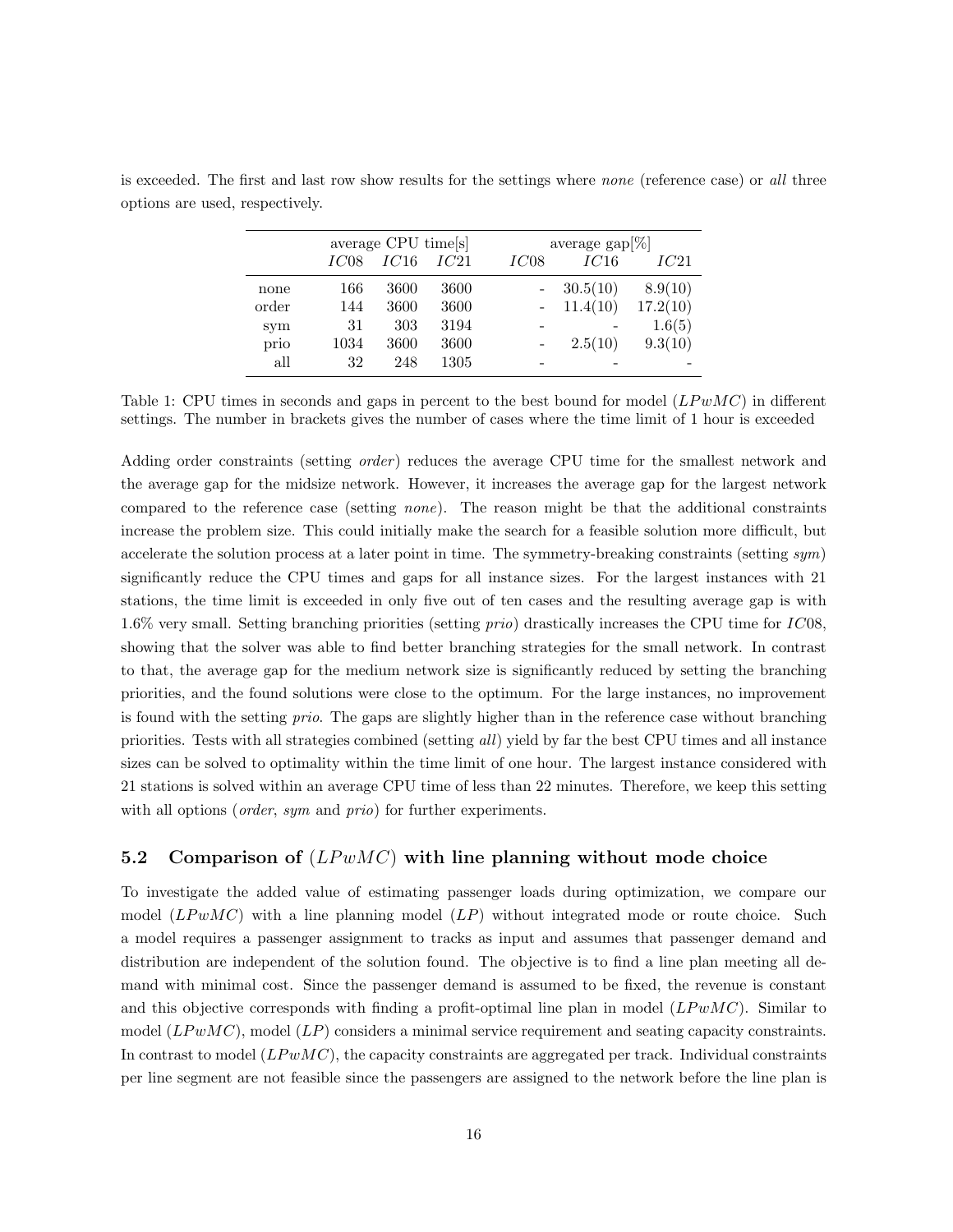is exceeded. The first and last row show results for the settings where *none* (reference case) or *all* three options are used, respectively.

| | average CPU time[s] | | | average gap[%] | | |
|---|---|---|---|---|---|---|
| | $IC08$ | $IC16$ | $IC21$ | $IC08$ | $IC16$ | $IC21$ |
| none | 166 | 3600 | 3600 | - | 30.5(10) | 8.9(10) |
| order | 144 | 3600 | 3600 | - | 11.4(10) | 17.2(10) |
| sym | 31 | 303 | 3194 | - | - | 1.6(5) |
| prio | 1034 | 3600 | 3600 | - | 2.5(10) | 9.3(10) |
| all | 32 | 248 | 1305 | - | - | - |

Table 1: CPU times in seconds and gaps in percent to the best bound for model ($LPwMC$) in different settings. The number in brackets gives the number of cases where the time limit of 1 hour is exceeded

Adding order constraints (setting *order*) reduces the average CPU time for the smallest network and the average gap for the midsize network. However, it increases the average gap for the largest network compared to the reference case (setting *none*). The reason might be that the additional constraints increase the problem size. This could initially make the search for a feasible solution more difficult, but accelerate the solution process at a later point in time. The symmetry-breaking constraints (setting *sym*) significantly reduce the CPU times and gaps for all instance sizes. For the largest instances with 21 stations, the time limit is exceeded in only five out of ten cases and the resulting average gap is with 1.6% very small. Setting branching priorities (setting *prio*) drastically increases the CPU time for $IC08$, showing that the solver was able to find better branching strategies for the small network. In contrast to that, the average gap for the medium network size is significantly reduced by setting the branching priorities, and the found solutions were close to the optimum. For the large instances, no improvement is found with the setting *prio*. The gaps are slightly higher than in the reference case without branching priorities. Tests with all strategies combined (setting *all*) yield by far the best CPU times and all instance sizes can be solved to optimality within the time limit of one hour. The largest instance considered with 21 stations is solved within an average CPU time of less than 22 minutes. Therefore, we keep this setting with all options (*order*, *sym* and *prio*) for further experiments.

## 5.2 Comparison of ($LPwMC$) with line planning without mode choice

To investigate the added value of estimating passenger loads during optimization, we compare our model ($LPwMC$) with a line planning model ($LP$) without integrated mode or route choice. Such a model requires a passenger assignment to tracks as input and assumes that passenger demand and distribution are independent of the solution found. The objective is to find a line plan meeting all demand with minimal cost. Since the passenger demand is assumed to be fixed, the revenue is constant and this objective corresponds with finding a profit-optimal line plan in model ($LPwMC$). Similar to model ($LPwMC$), model ($LP$) considers a minimal service requirement and seating capacity constraints. In contrast to model ($LPwMC$), the capacity constraints are aggregated per track. Individual constraints per line segment are not feasible since the passengers are assigned to the network before the line plan is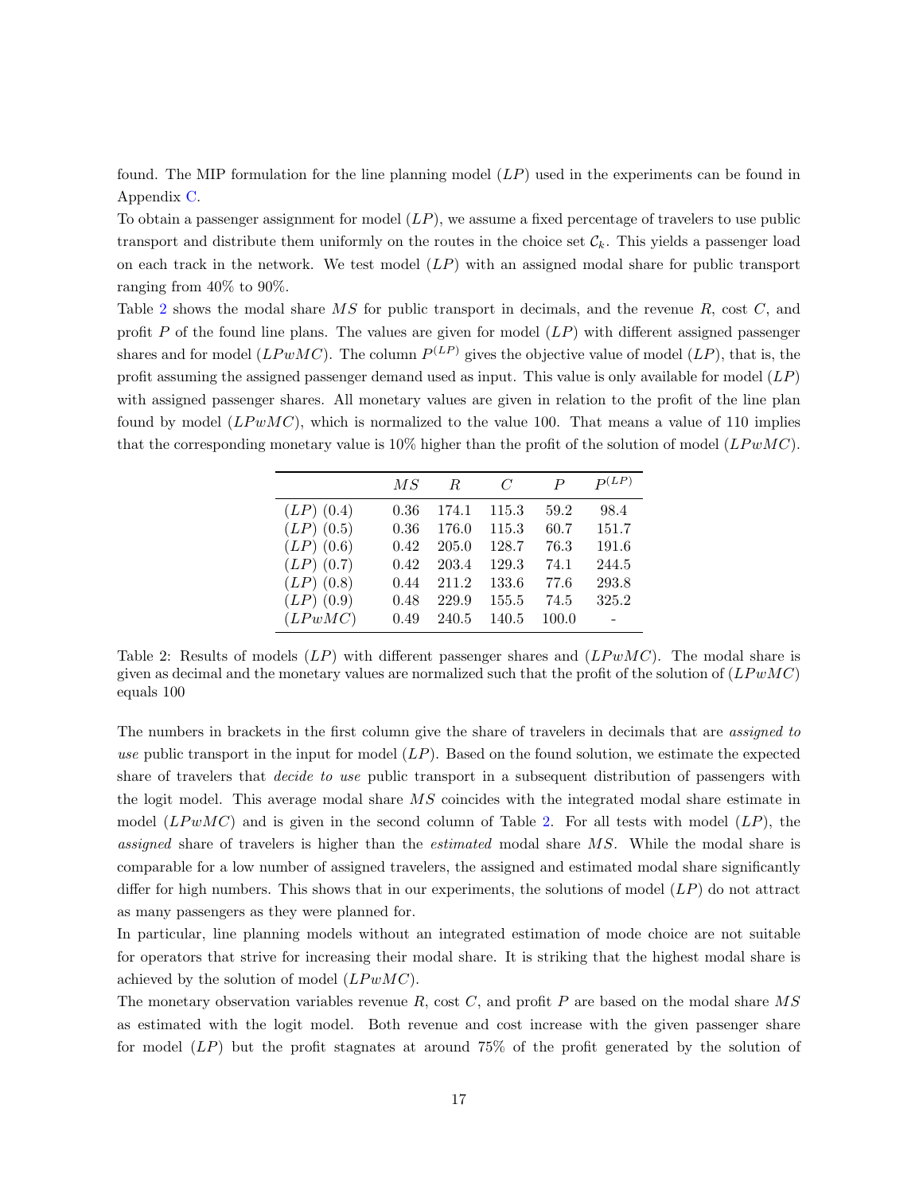found. The MIP formulation for the line planning model $(LP)$ used in the experiments can be found in Appendix C.

To obtain a passenger assignment for model $(LP)$, we assume a fixed percentage of travelers to use public transport and distribute them uniformly on the routes in the choice set $\mathcal{C}_k$. This yields a passenger load on each track in the network. We test model $(LP)$ with an assigned modal share for public transport ranging from 40% to 90%.

Table 2 shows the modal share $MS$ for public transport in decimals, and the revenue $R$, cost $C$, and profit $P$ of the found line plans. The values are given for model $(LP)$ with different assigned passenger shares and for model $(LPwMC)$. The column $P^{(LP)}$ gives the objective value of model $(LP)$, that is, the profit assuming the assigned passenger demand used as input. This value is only available for model $(LP)$ with assigned passenger shares. All monetary values are given in relation to the profit of the line plan found by model $(LPwMC)$, which is normalized to the value 100. That means a value of 110 implies that the corresponding monetary value is 10% higher than the profit of the solution of model $(LPwMC)$.

|  | $MS$ | $R$ | $C$ | $P$ | $P^{(LP)}$ |
|---|---|---|---|---|---|
| $(LP)$ (0.4) | 0.36 | 174.1 | 115.3 | 59.2 | 98.4 |
| $(LP)$ (0.5) | 0.36 | 176.0 | 115.3 | 60.7 | 151.7 |
| $(LP)$ (0.6) | 0.42 | 205.0 | 128.7 | 76.3 | 191.6 |
| $(LP)$ (0.7) | 0.42 | 203.4 | 129.3 | 74.1 | 244.5 |
| $(LP)$ (0.8) | 0.44 | 211.2 | 133.6 | 77.6 | 293.8 |
| $(LP)$ (0.9) | 0.48 | 229.9 | 155.5 | 74.5 | 325.2 |
| $(LPwMC)$ | 0.49 | 240.5 | 140.5 | 100.0 | - |

Table 2: Results of models $(LP)$ with different passenger shares and $(LPwMC)$. The modal share is given as decimal and the monetary values are normalized such that the profit of the solution of $(LPwMC)$ equals 100

The numbers in brackets in the first column give the share of travelers in decimals that are *assigned to use* public transport in the input for model $(LP)$. Based on the found solution, we estimate the expected share of travelers that *decide to use* public transport in a subsequent distribution of passengers with the logit model. This average modal share $MS$ coincides with the integrated modal share estimate in model $(LPwMC)$ and is given in the second column of Table 2. For all tests with model $(LP)$, the *assigned* share of travelers is higher than the *estimated* modal share $MS$. While the modal share is comparable for a low number of assigned travelers, the assigned and estimated modal share significantly differ for high numbers. This shows that in our experiments, the solutions of model $(LP)$ do not attract as many passengers as they were planned for.

In particular, line planning models without an integrated estimation of mode choice are not suitable for operators that strive for increasing their modal share. It is striking that the highest modal share is achieved by the solution of model $(LPwMC)$.

The monetary observation variables revenue $R$, cost $C$, and profit $P$ are based on the modal share $MS$ as estimated with the logit model. Both revenue and cost increase with the given passenger share for model $(LP)$ but the profit stagnates at around 75% of the profit generated by the solution of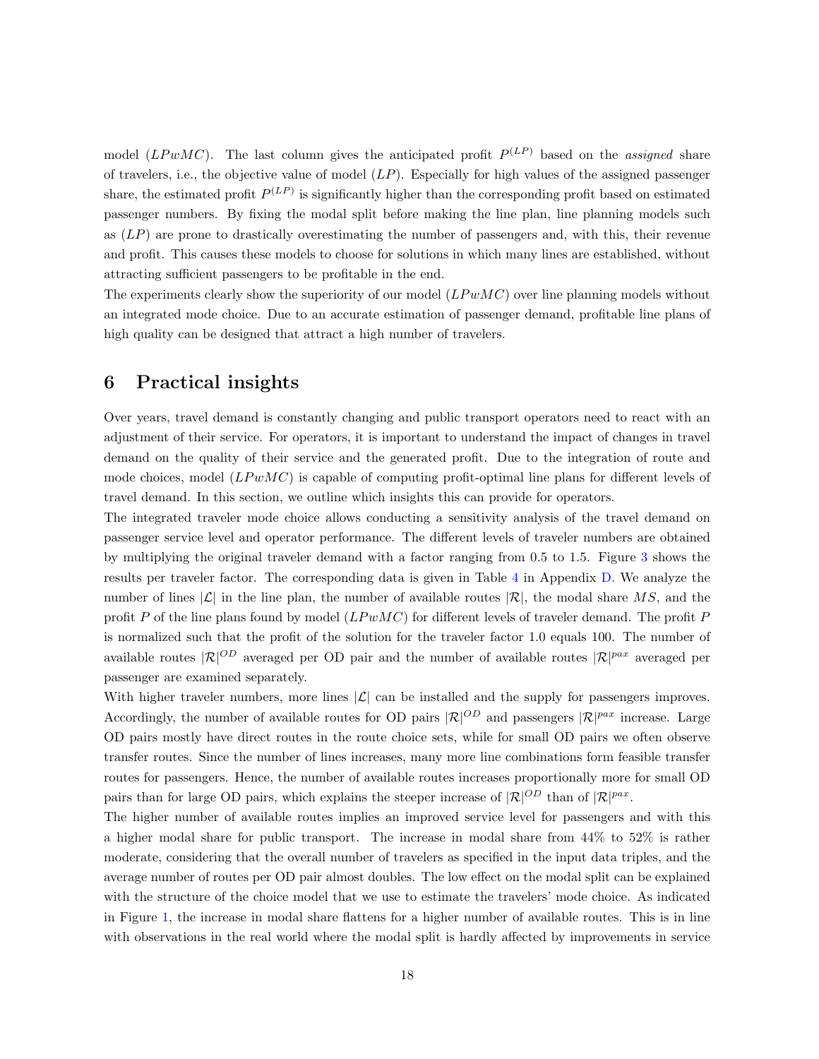model $(LPwMC)$. The last column gives the anticipated profit $P^{(LP)}$ based on the *assigned* share of travelers, i.e., the objective value of model $(LP)$. Especially for high values of the assigned passenger share, the estimated profit $P^{(LP)}$ is significantly higher than the corresponding profit based on estimated passenger numbers. By fixing the modal split before making the line plan, line planning models such as $(LP)$ are prone to drastically overestimating the number of passengers and, with this, their revenue and profit. This causes these models to choose for solutions in which many lines are established, without attracting sufficient passengers to be profitable in the end.

The experiments clearly show the superiority of our model $(LPwMC)$ over line planning models without an integrated mode choice. Due to an accurate estimation of passenger demand, profitable line plans of high quality can be designed that attract a high number of travelers.

# 6 Practical insights

Over years, travel demand is constantly changing and public transport operators need to react with an adjustment of their service. For operators, it is important to understand the impact of changes in travel demand on the quality of their service and the generated profit. Due to the integration of route and mode choices, model $(LPwMC)$ is capable of computing profit-optimal line plans for different levels of travel demand. In this section, we outline which insights this can provide for operators.

The integrated traveler mode choice allows conducting a sensitivity analysis of the travel demand on passenger service level and operator performance. The different levels of traveler numbers are obtained by multiplying the original traveler demand with a factor ranging from 0.5 to 1.5. Figure 3 shows the results per traveler factor. The corresponding data is given in Table 4 in Appendix D. We analyze the number of lines $|\mathcal{L}|$ in the line plan, the number of available routes $|\mathcal{R}|$, the modal share $MS$, and the profit $P$ of the line plans found by model $(LPwMC)$ for different levels of traveler demand. The profit $P$ is normalized such that the profit of the solution for the traveler factor 1.0 equals 100. The number of available routes $|\mathcal{R}|^{OD}$ averaged per OD pair and the number of available routes $|\mathcal{R}|^{pax}$ averaged per passenger are examined separately.

With higher traveler numbers, more lines $|\mathcal{L}|$ can be installed and the supply for passengers improves. Accordingly, the number of available routes for OD pairs $|\mathcal{R}|^{OD}$ and passengers $|\mathcal{R}|^{pax}$ increase. Large OD pairs mostly have direct routes in the route choice sets, while for small OD pairs we often observe transfer routes. Since the number of lines increases, many more line combinations form feasible transfer routes for passengers. Hence, the number of available routes increases proportionally more for small OD pairs than for large OD pairs, which explains the steeper increase of $|\mathcal{R}|^{OD}$ than of $|\mathcal{R}|^{pax}$.

The higher number of available routes implies an improved service level for passengers and with this a higher modal share for public transport. The increase in modal share from 44% to 52% is rather moderate, considering that the overall number of travelers as specified in the input data triples, and the average number of routes per OD pair almost doubles. The low effect on the modal split can be explained with the structure of the choice model that we use to estimate the travelers' mode choice. As indicated in Figure 1, the increase in modal share flattens for a higher number of available routes. This is in line with observations in the real world where the modal split is hardly affected by improvements in service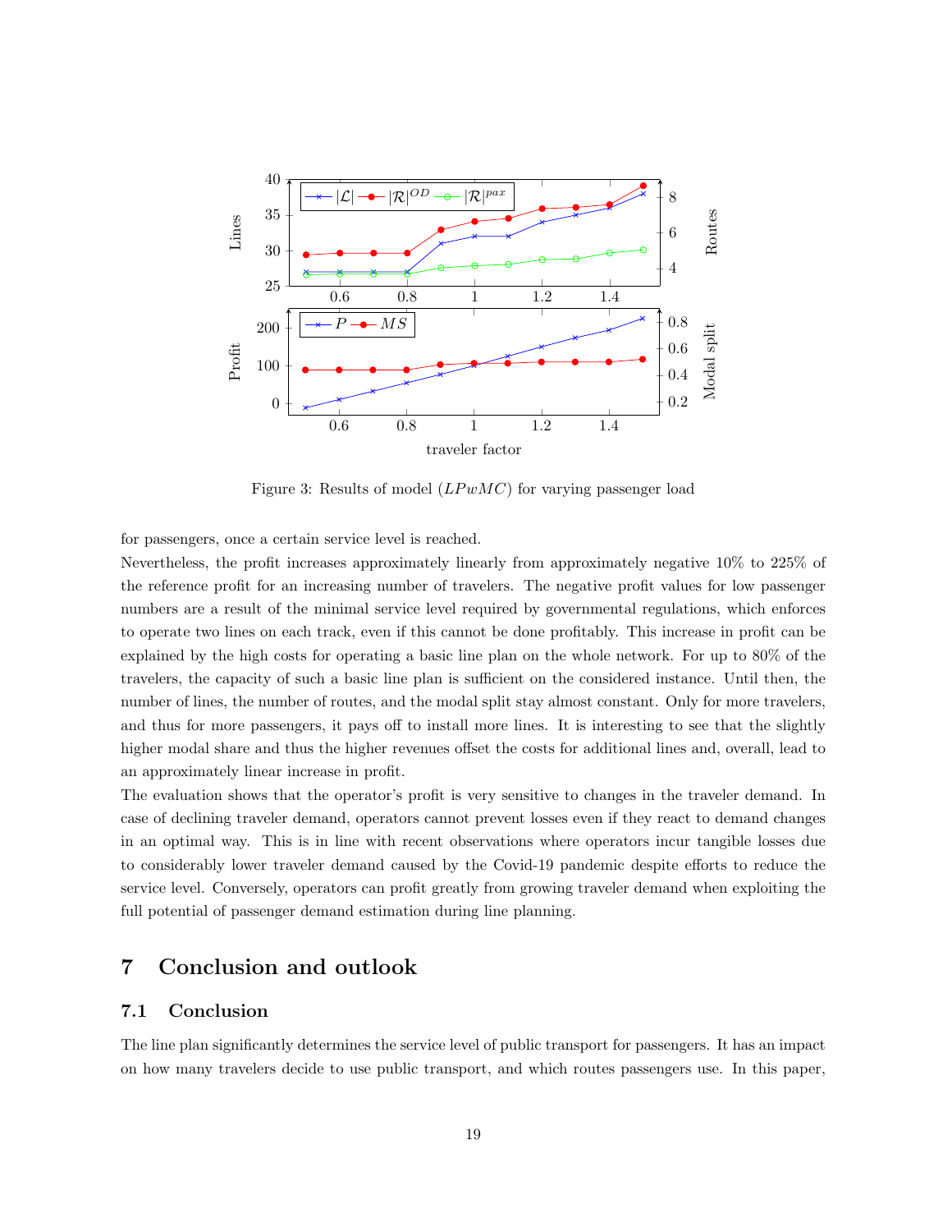Figure 3: Results of model ($LPwMC$) for varying passenger load

for passengers, once a certain service level is reached.

Nevertheless, the profit increases approximately linearly from approximately negative 10% to 225% of the reference profit for an increasing number of travelers. The negative profit values for low passenger numbers are a result of the minimal service level required by governmental regulations, which enforces to operate two lines on each track, even if this cannot be done profitably. This increase in profit can be explained by the high costs for operating a basic line plan on the whole network. For up to 80% of the travelers, the capacity of such a basic line plan is sufficient on the considered instance. Until then, the number of lines, the number of routes, and the modal split stay almost constant. Only for more travelers, and thus for more passengers, it pays off to install more lines. It is interesting to see that the slightly higher modal share and thus the higher revenues offset the costs for additional lines and, overall, lead to an approximately linear increase in profit.

The evaluation shows that the operator's profit is very sensitive to changes in the traveler demand. In case of declining traveler demand, operators cannot prevent losses even if they react to demand changes in an optimal way. This is in line with recent observations where operators incur tangible losses due to considerably lower traveler demand caused by the Covid-19 pandemic despite efforts to reduce the service level. Conversely, operators can profit greatly from growing traveler demand when exploiting the full potential of passenger demand estimation during line planning.

# 7 Conclusion and outlook

## 7.1 Conclusion

The line plan significantly determines the service level of public transport for passengers. It has an impact on how many travelers decide to use public transport, and which routes passengers use. In this paper,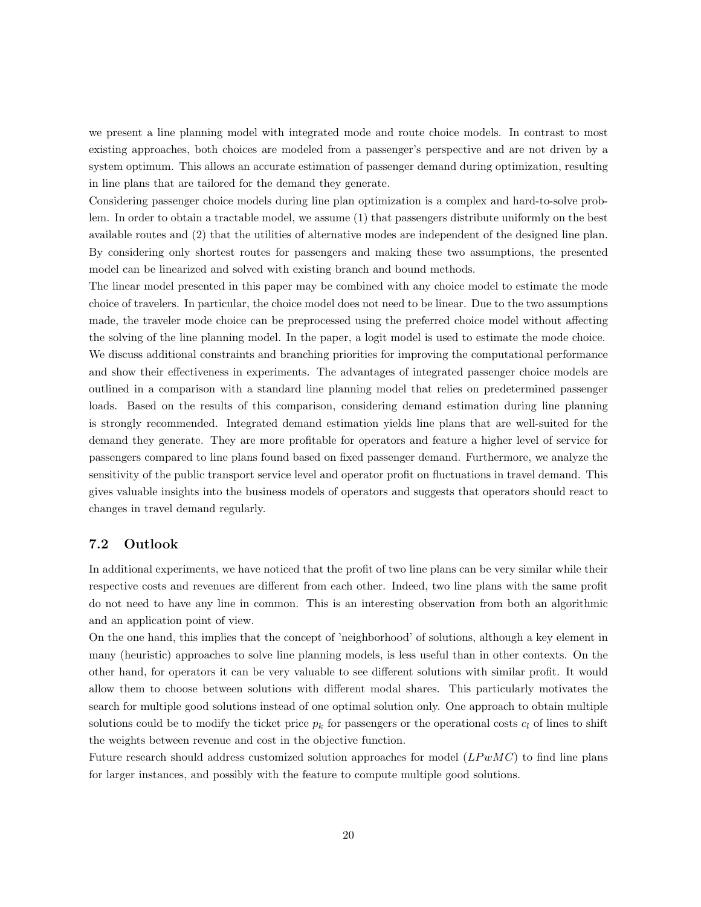we present a line planning model with integrated mode and route choice models. In contrast to most existing approaches, both choices are modeled from a passenger's perspective and are not driven by a system optimum. This allows an accurate estimation of passenger demand during optimization, resulting in line plans that are tailored for the demand they generate.

Considering passenger choice models during line plan optimization is a complex and hard-to-solve problem. In order to obtain a tractable model, we assume (1) that passengers distribute uniformly on the best available routes and (2) that the utilities of alternative modes are independent of the designed line plan. By considering only shortest routes for passengers and making these two assumptions, the presented model can be linearized and solved with existing branch and bound methods.

The linear model presented in this paper may be combined with any choice model to estimate the mode choice of travelers. In particular, the choice model does not need to be linear. Due to the two assumptions made, the traveler mode choice can be preprocessed using the preferred choice model without affecting the solving of the line planning model. In the paper, a logit model is used to estimate the mode choice.

We discuss additional constraints and branching priorities for improving the computational performance and show their effectiveness in experiments. The advantages of integrated passenger choice models are outlined in a comparison with a standard line planning model that relies on predetermined passenger loads. Based on the results of this comparison, considering demand estimation during line planning is strongly recommended. Integrated demand estimation yields line plans that are well-suited for the demand they generate. They are more profitable for operators and feature a higher level of service for passengers compared to line plans found based on fixed passenger demand. Furthermore, we analyze the sensitivity of the public transport service level and operator profit on fluctuations in travel demand. This gives valuable insights into the business models of operators and suggests that operators should react to changes in travel demand regularly.

### 7.2 Outlook

In additional experiments, we have noticed that the profit of two line plans can be very similar while their respective costs and revenues are different from each other. Indeed, two line plans with the same profit do not need to have any line in common. This is an interesting observation from both an algorithmic and an application point of view.

On the one hand, this implies that the concept of 'neighborhood' of solutions, although a key element in many (heuristic) approaches to solve line planning models, is less useful than in other contexts. On the other hand, for operators it can be very valuable to see different solutions with similar profit. It would allow them to choose between solutions with different modal shares. This particularly motivates the search for multiple good solutions instead of one optimal solution only. One approach to obtain multiple solutions could be to modify the ticket price $p_k$ for passengers or the operational costs $c_l$ of lines to shift the weights between revenue and cost in the objective function.

Future research should address customized solution approaches for model $(LPwMC)$ to find line plans for larger instances, and possibly with the feature to compute multiple good solutions.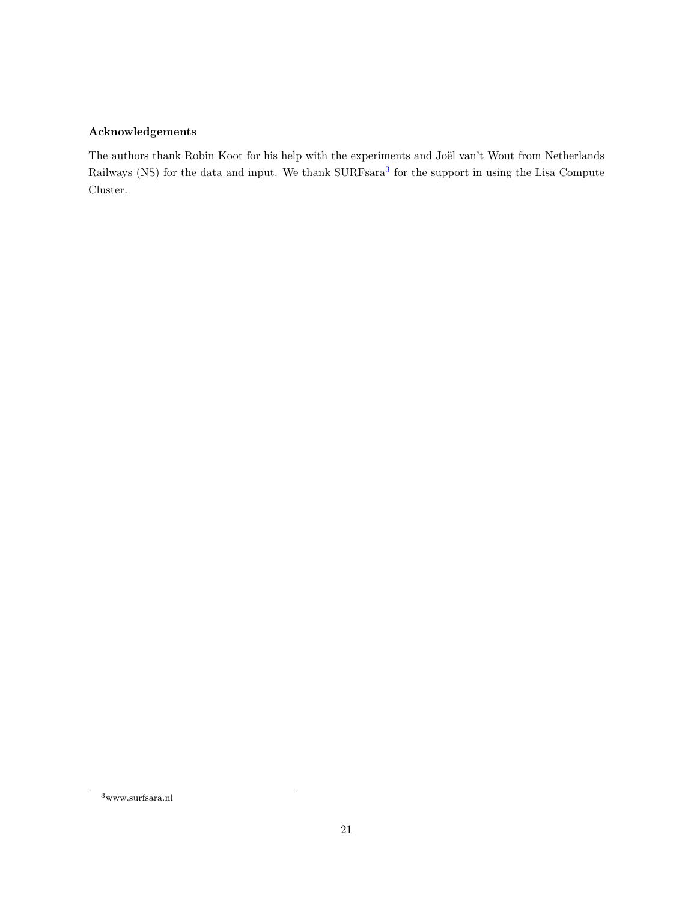### Acknowledgements

The authors thank Robin Koot for his help with the experiments and Joël van't Wout from Netherlands Railways (NS) for the data and input. We thank SURFsara[3] for the support in using the Lisa Compute Cluster.

[3] www.surfsara.nl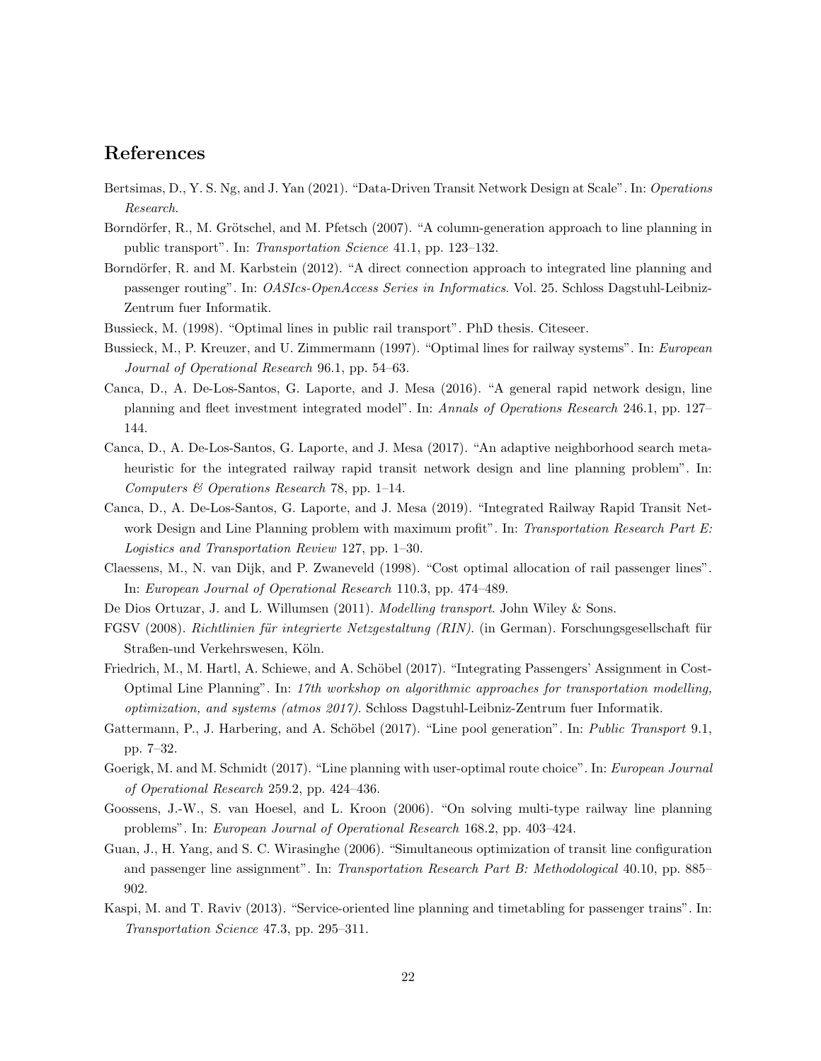## References

Bertsimas, D., Y. S. Ng, and J. Yan (2021). "Data-Driven Transit Network Design at Scale". In: *Operations Research*.

Borndörfer, R., M. Grötschel, and M. Pfetsch (2007). "A column-generation approach to line planning in public transport". In: *Transportation Science* 41.1, pp. 123–132.

Borndörfer, R. and M. Karbstein (2012). "A direct connection approach to integrated line planning and passenger routing". In: *OASIcs-OpenAccess Series in Informatics*. Vol. 25. Schloss Dagstuhl-Leibniz-Zentrum fuer Informatik.

Bussieck, M. (1998). "Optimal lines in public rail transport". PhD thesis. Citeseer.

Bussieck, M., P. Kreuzer, and U. Zimmermann (1997). "Optimal lines for railway systems". In: *European Journal of Operational Research* 96.1, pp. 54–63.

Canca, D., A. De-Los-Santos, G. Laporte, and J. Mesa (2016). "A general rapid network design, line planning and fleet investment integrated model". In: *Annals of Operations Research* 246.1, pp. 127–144.

Canca, D., A. De-Los-Santos, G. Laporte, and J. Mesa (2017). "An adaptive neighborhood search metaheuristic for the integrated railway rapid transit network design and line planning problem". In: *Computers & Operations Research* 78, pp. 1–14.

Canca, D., A. De-Los-Santos, G. Laporte, and J. Mesa (2019). "Integrated Railway Rapid Transit Network Design and Line Planning problem with maximum profit". In: *Transportation Research Part E: Logistics and Transportation Review* 127, pp. 1–30.

Claessens, M., N. van Dijk, and P. Zwaneveld (1998). "Cost optimal allocation of rail passenger lines". In: *European Journal of Operational Research* 110.3, pp. 474–489.

De Dios Ortuzar, J. and L. Willumsen (2011). *Modelling transport*. John Wiley & Sons.

FGSV (2008). *Richtlinien für integrierte Netzgestaltung (RIN).* (in German). Forschungsgesellschaft für Straßen-und Verkehrswesen, Köln.

Friedrich, M., M. Hartl, A. Schiewe, and A. Schöbel (2017). "Integrating Passengers' Assignment in Cost-Optimal Line Planning". In: *17th workshop on algorithmic approaches for transportation modelling, optimization, and systems (atmos 2017).* Schloss Dagstuhl-Leibniz-Zentrum fuer Informatik.

Gattermann, P., J. Harbering, and A. Schöbel (2017). "Line pool generation". In: *Public Transport* 9.1, pp. 7–32.

Goerigk, M. and M. Schmidt (2017). "Line planning with user-optimal route choice". In: *European Journal of Operational Research* 259.2, pp. 424–436.

Goossens, J.-W., S. van Hoesel, and L. Kroon (2006). "On solving multi-type railway line planning problems". In: *European Journal of Operational Research* 168.2, pp. 403–424.

Guan, J., H. Yang, and S. C. Wirasinghe (2006). "Simultaneous optimization of transit line configuration and passenger line assignment". In: *Transportation Research Part B: Methodological* 40.10, pp. 885–902.

Kaspi, M. and T. Raviv (2013). "Service-oriented line planning and timetabling for passenger trains". In: *Transportation Science* 47.3, pp. 295–311.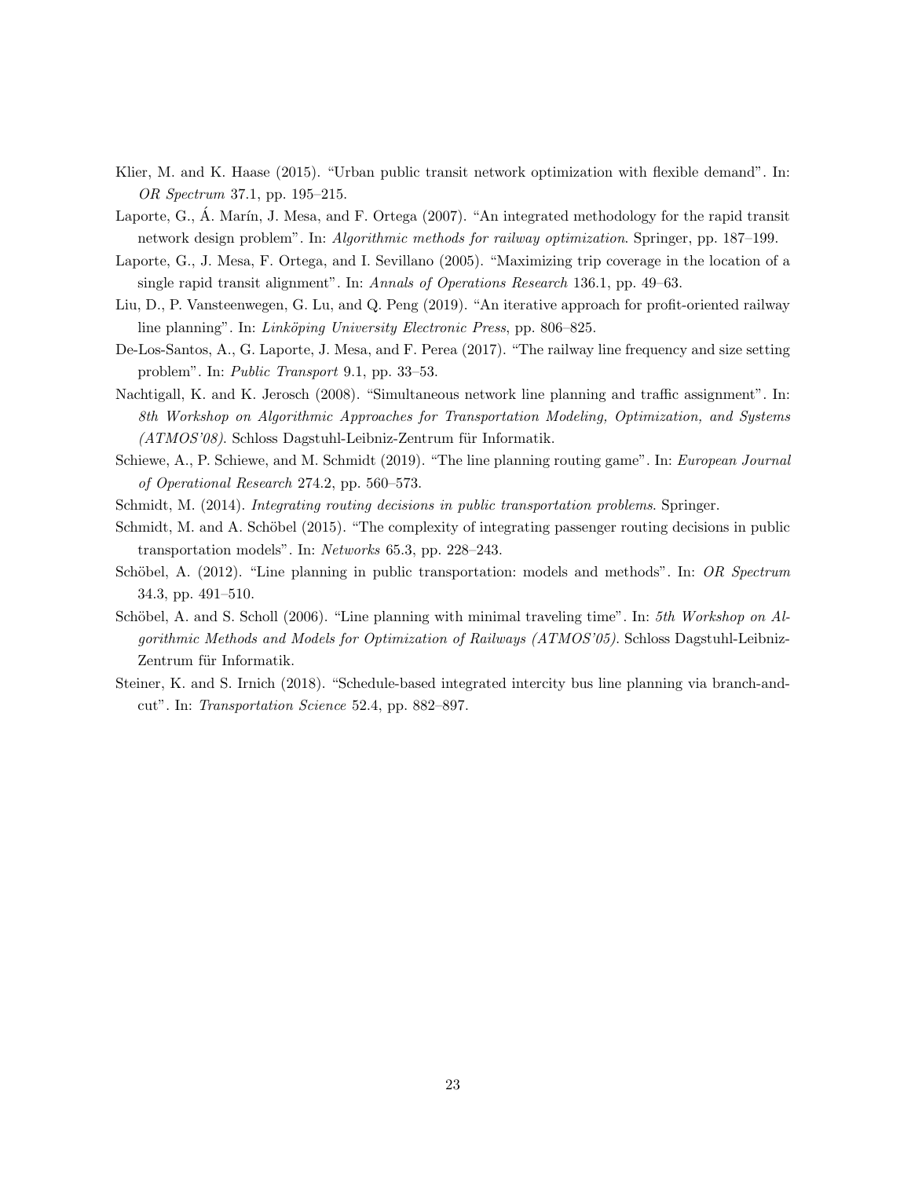Klier, M. and K. Haase (2015). "Urban public transit network optimization with flexible demand". In: *OR Spectrum* 37.1, pp. 195–215.

Laporte, G., Á. Marín, J. Mesa, and F. Ortega (2007). "An integrated methodology for the rapid transit network design problem". In: *Algorithmic methods for railway optimization*. Springer, pp. 187–199.

Laporte, G., J. Mesa, F. Ortega, and I. Sevillano (2005). "Maximizing trip coverage in the location of a single rapid transit alignment". In: *Annals of Operations Research* 136.1, pp. 49–63.

Liu, D., P. Vansteenwegen, G. Lu, and Q. Peng (2019). "An iterative approach for profit-oriented railway line planning". In: *Linköping University Electronic Press*, pp. 806–825.

De-Los-Santos, A., G. Laporte, J. Mesa, and F. Perea (2017). "The railway line frequency and size setting problem". In: *Public Transport* 9.1, pp. 33–53.

Nachtigall, K. and K. Jerosch (2008). "Simultaneous network line planning and traffic assignment". In: *8th Workshop on Algorithmic Approaches for Transportation Modeling, Optimization, and Systems (ATMOS'08)*. Schloss Dagstuhl-Leibniz-Zentrum für Informatik.

Schiewe, A., P. Schiewe, and M. Schmidt (2019). "The line planning routing game". In: *European Journal of Operational Research* 274.2, pp. 560–573.

Schmidt, M. (2014). *Integrating routing decisions in public transportation problems*. Springer.

Schmidt, M. and A. Schöbel (2015). "The complexity of integrating passenger routing decisions in public transportation models". In: *Networks* 65.3, pp. 228–243.

Schöbel, A. (2012). "Line planning in public transportation: models and methods". In: *OR Spectrum* 34.3, pp. 491–510.

Schöbel, A. and S. Scholl (2006). "Line planning with minimal traveling time". In: *5th Workshop on Algorithmic Methods and Models for Optimization of Railways (ATMOS'05)*. Schloss Dagstuhl-Leibniz-Zentrum für Informatik.

Steiner, K. and S. Irnich (2018). "Schedule-based integrated intercity bus line planning via branch-and-cut". In: *Transportation Science* 52.4, pp. 882–897.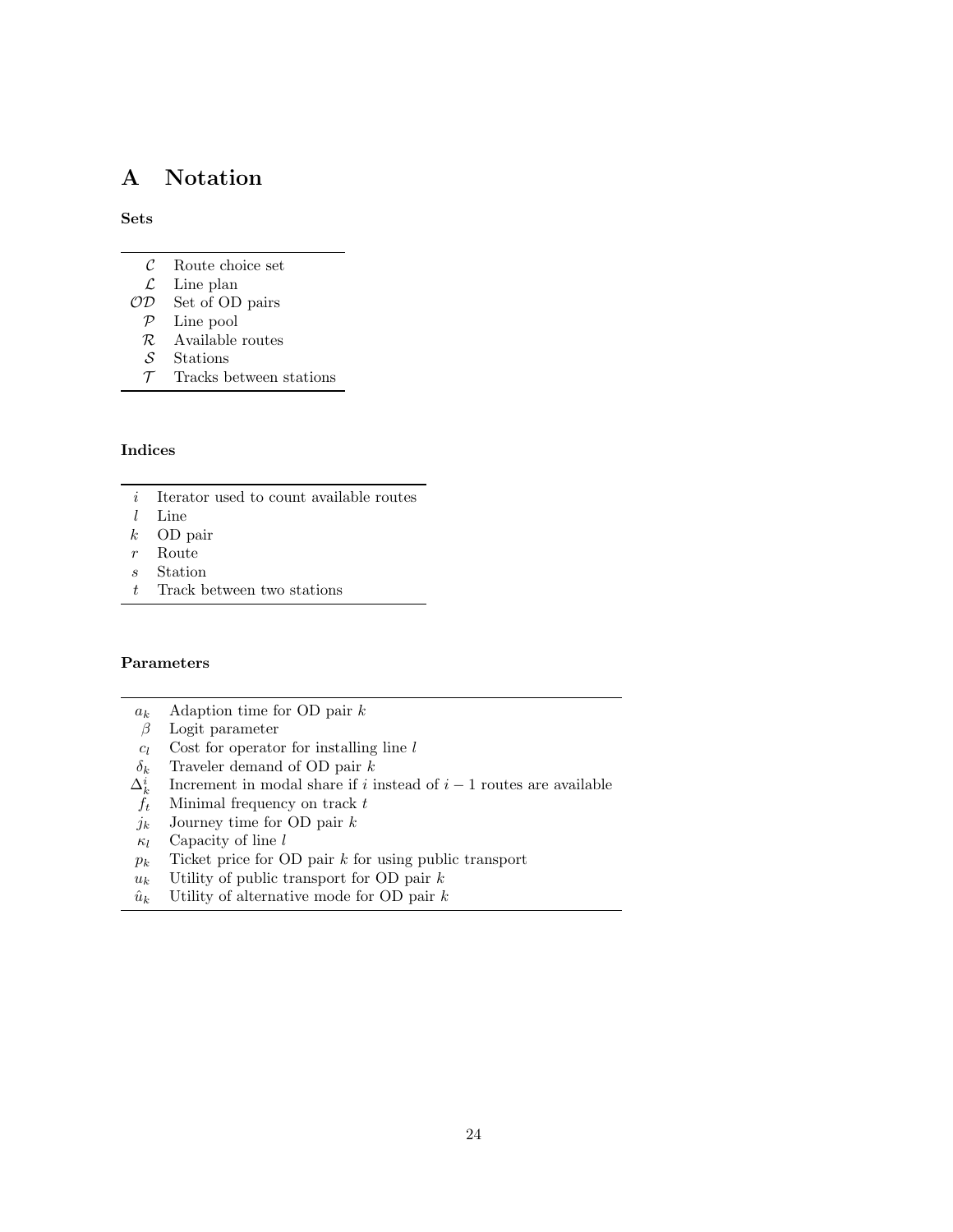# A Notation

**Sets**

| | |
|---|---|
| $\mathcal{C}$ | Route choice set |
| $\mathcal{L}$ | Line plan |
| $\mathcal{OD}$ | Set of OD pairs |
| $\mathcal{P}$ | Line pool |
| $\mathcal{R}$ | Available routes |
| $\mathcal{S}$ | Stations |
| $\mathcal{T}$ | Tracks between stations |

**Indices**

| | |
|---|---|
| $i$ | Iterator used to count available routes |
| $l$ | Line |
| $k$ | OD pair |
| $r$ | Route |
| $s$ | Station |
| $t$ | Track between two stations |

**Parameters**

| | |
|---|---|
| $a_k$ | Adaption time for OD pair $k$ |
| $\beta$ | Logit parameter |
| $c_l$ | Cost for operator for installing line $l$ |
| $\delta_k$ | Traveler demand of OD pair $k$ |
| $\Delta_k^i$ | Increment in modal share if $i$ instead of $i-1$ routes are available |
| $f_t$ | Minimal frequency on track $t$ |
| $j_k$ | Journey time for OD pair $k$ |
| $\kappa_l$ | Capacity of line $l$ |
| $p_k$ | Ticket price for OD pair $k$ for using public transport |
| $u_k$ | Utility of public transport for OD pair $k$ |
| $\hat{u}_k$ | Utility of alternative mode for OD pair $k$ |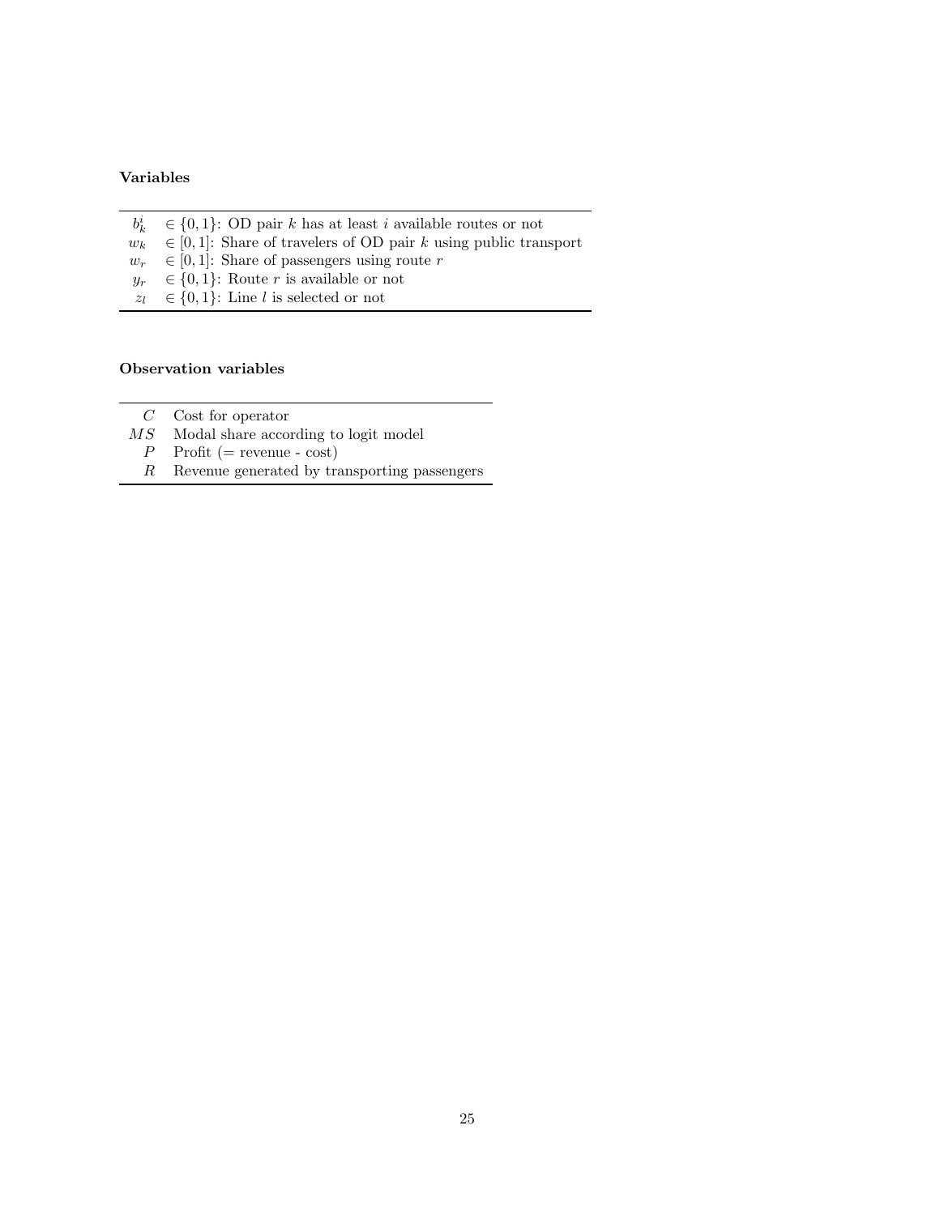**Variables**

| | |
|---|---|
| $b_k^i$ | $\in \{0, 1\}$: OD pair $k$ has at least $i$ available routes or not |
| $w_k$ | $\in [0, 1]$: Share of travelers of OD pair $k$ using public transport |
| $w_r$ | $\in [0, 1]$: Share of passengers using route $r$ |
| $y_r$ | $\in \{0, 1\}$: Route $r$ is available or not |
| $z_l$ | $\in \{0, 1\}$: Line $l$ is selected or not |

**Observation variables**

| | |
|---|---|
| $C$ | Cost for operator |
| $MS$ | Modal share according to logit model |
| $P$ | Profit (= revenue - cost) |
| $R$ | Revenue generated by transporting passengers |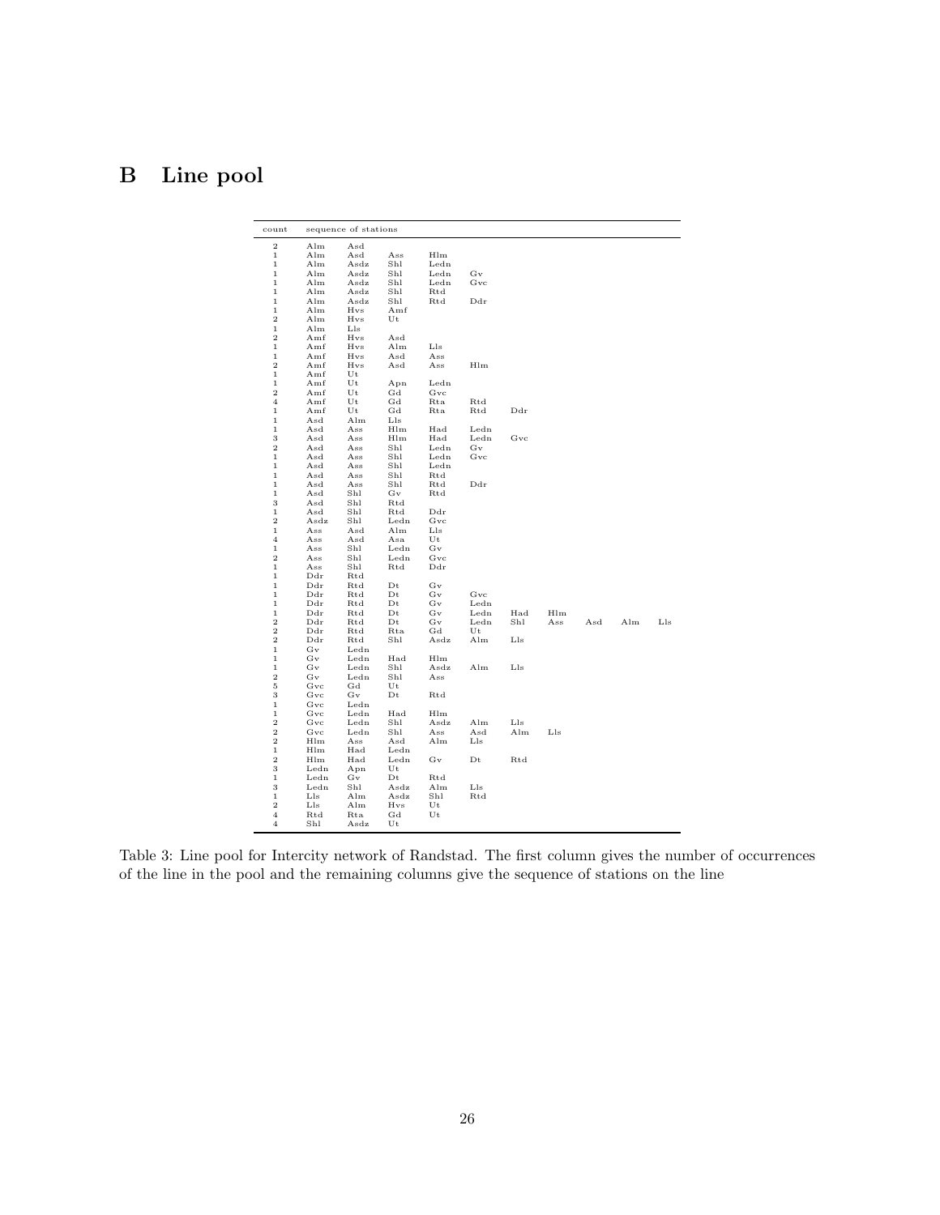# B Line pool

| count | sequence of stations | | | | | | | | | |
|---|---|---|---|---|---|---|---|---|---|---|
| 2 | Alm | Asd | | | | | | | | |
| 1 | Alm | Asd | Ass | Hlm | | | | | | |
| 1 | Alm | Asdz | Shl | Ledn | | | | | | |
| 1 | Alm | Asdz | Shl | Ledn | Gv | | | | | |
| 1 | Alm | Asdz | Shl | Ledn | Gvc | | | | | |
| 1 | Alm | Asdz | Shl | Rtd | | | | | | |
| 1 | Alm | Asdz | Shl | Rtd | Ddr | | | | | |
| 1 | Alm | Hvs | Amf | | | | | | | |
| 2 | Alm | Hvs | Ut | | | | | | | |
| 1 | Alm | Lls | | | | | | | | |
| 2 | Amf | Hvs | Asd | | | | | | | |
| 1 | Amf | Hvs | Alm | Lls | | | | | | |
| 1 | Amf | Hvs | Asd | Ass | | | | | | |
| 2 | Amf | Hvs | Asd | Ass | Hlm | | | | | |
| 1 | Amf | Ut | | | | | | | | |
| 1 | Amf | Ut | Apn | Ledn | | | | | | |
| 2 | Amf | Ut | Gd | Gvc | | | | | | |
| 4 | Amf | Ut | Gd | Rta | Rtd | | | | | |
| 1 | Amf | Ut | Gd | Rta | Rtd | Ddr | | | | |
| 1 | Asd | Alm | Lls | | | | | | | |
| 1 | Asd | Ass | Hlm | Had | Ledn | | | | | |
| 3 | Asd | Ass | Hlm | Had | Ledn | Gvc | | | | |
| 2 | Asd | Ass | Shl | Ledn | Gv | | | | | |
| 1 | Asd | Ass | Shl | Ledn | Gvc | | | | | |
| 1 | Asd | Ass | Shl | Ledn | | | | | | |
| 1 | Asd | Ass | Shl | Rtd | | | | | | |
| 1 | Asd | Ass | Shl | Rtd | Ddr | | | | | |
| 1 | Asd | Shl | Gv | Rtd | | | | | | |
| 3 | Asd | Shl | Rtd | | | | | | | |
| 1 | Asd | Shl | Rtd | Ddr | | | | | | |
| 2 | Asdz | Shl | Ledn | Gvc | | | | | | |
| 1 | Ass | Asd | Alm | Lls | | | | | | |
| 4 | Ass | Asd | Asa | Ut | | | | | | |
| 1 | Ass | Shl | Ledn | Gv | | | | | | |
| 2 | Ass | Shl | Ledn | Gvc | | | | | | |
| 1 | Ass | Shl | Rtd | Ddr | | | | | | |
| 1 | Ddr | Rtd | | | | | | | | |
| 1 | Ddr | Rtd | Dt | Gv | | | | | | |
| 1 | Ddr | Rtd | Dt | Gv | Gvc | | | | | |
| 1 | Ddr | Rtd | Dt | Gv | Ledn | | | | | |
| 1 | Ddr | Rtd | Dt | Gv | Ledn | Had | Hlm | | | |
| 2 | Ddr | Rtd | Dt | Gv | Ledn | Shl | Ass | Asd | Alm | Lls |
| 2 | Ddr | Rtd | Rta | Gd | Ut | | | | | |
| 2 | Ddr | Rtd | Shl | Asdz | Alm | Lls | | | | |
| 1 | Gv | Ledn | | | | | | | | |
| 1 | Gv | Ledn | Had | Hlm | | | | | | |
| 1 | Gv | Ledn | Shl | Asdz | Alm | Lls | | | | |
| 2 | Gv | Ledn | Shl | Ass | | | | | | |
| 5 | Gvc | Gd | Ut | | | | | | | |
| 3 | Gvc | Gv | Dt | Rtd | | | | | | |
| 1 | Gvc | Ledn | | | | | | | | |
| 1 | Gvc | Ledn | Had | Hlm | | | | | | |
| 2 | Gvc | Ledn | Shl | Asdz | Alm | Lls | | | | |
| 2 | Gvc | Ledn | Shl | Ass | Asd | Alm | Lls | | | |
| 2 | Hlm | Ass | Asd | Alm | Lls | | | | | |
| 1 | Hlm | Had | Ledn | | | | | | | |
| 2 | Hlm | Had | Ledn | Gv | Dt | Rtd | | | | |
| 3 | Ledn | Apn | Ut | | | | | | | |
| 1 | Ledn | Gv | Dt | Rtd | | | | | | |
| 3 | Ledn | Shl | Asdz | Alm | Lls | | | | | |
| 1 | Lls | Alm | Asdz | Shl | Rtd | | | | | |
| 2 | Lls | Alm | Hvs | Ut | | | | | | |
| 4 | Rtd | Rta | Gd | Ut | | | | | | |
| 4 | Shl | Asdz | Ut | | | | | | | |

Table 3: Line pool for Intercity network of Randstad. The first column gives the number of occurrences of the line in the pool and the remaining columns give the sequence of stations on the line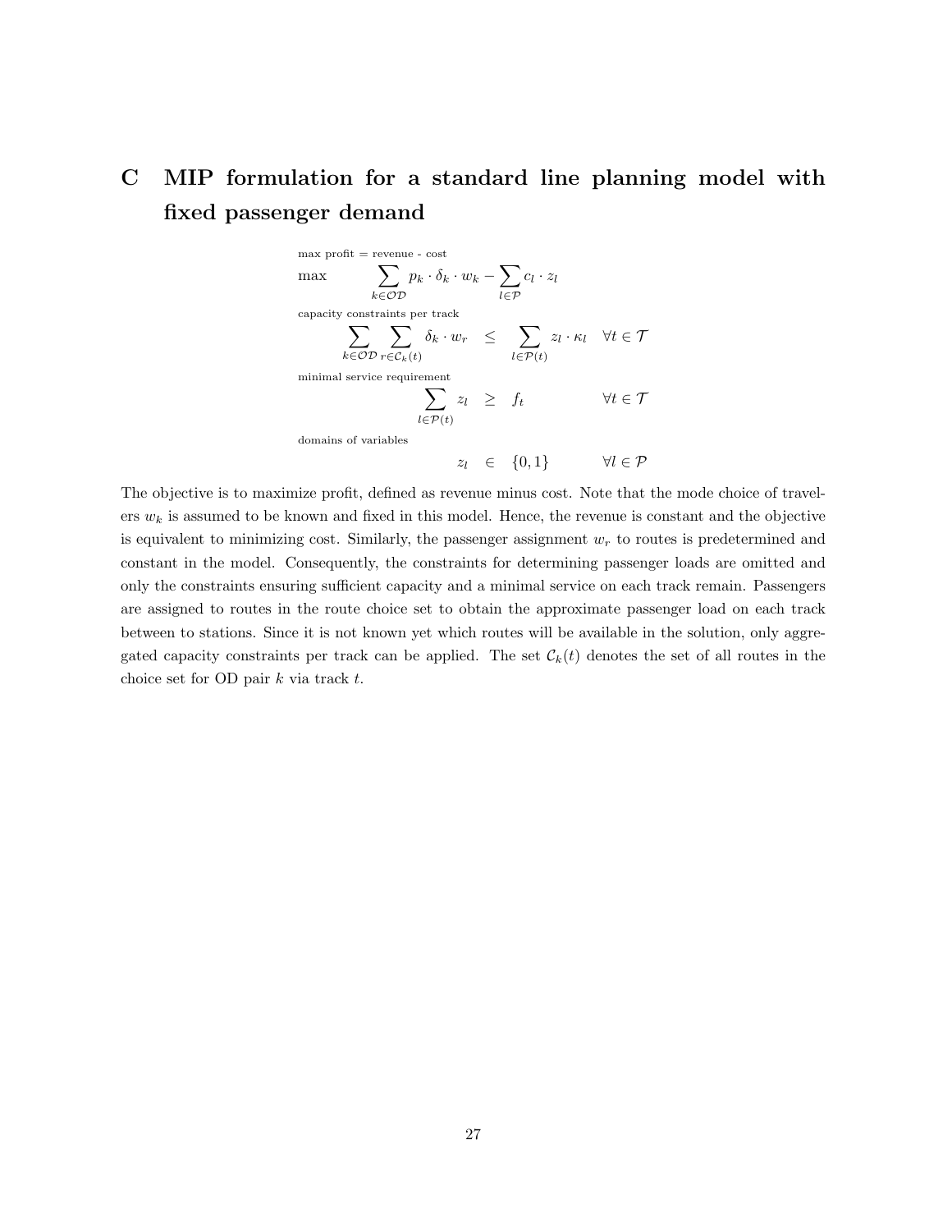# C MIP formulation for a standard line planning model with fixed passenger demand

max profit = revenue - cost

$$\max \quad \sum_{k \in \mathcal{OD}} p_k \cdot \delta_k \cdot w_k - \sum_{l \in \mathcal{P}} c_l \cdot z_l$$

capacity constraints per track

$$\sum_{k \in \mathcal{OD}} \sum_{r \in \mathcal{C}_k(t)} \delta_k \cdot w_r \leq \sum_{l \in \mathcal{P}(t)} z_l \cdot \kappa_l \quad \forall t \in \mathcal{T}$$

minimal service requirement

$$\sum_{l \in \mathcal{P}(t)} z_l \geq f_t \quad \forall t \in \mathcal{T}$$

domains of variables

$$z_l \in \{0, 1\} \quad \forall l \in \mathcal{P}$$

The objective is to maximize profit, defined as revenue minus cost. Note that the mode choice of travelers $w_k$ is assumed to be known and fixed in this model. Hence, the revenue is constant and the objective is equivalent to minimizing cost. Similarly, the passenger assignment $w_r$ to routes is predetermined and constant in the model. Consequently, the constraints for determining passenger loads are omitted and only the constraints ensuring sufficient capacity and a minimal service on each track remain. Passengers are assigned to routes in the route choice set to obtain the approximate passenger load on each track between to stations. Since it is not known yet which routes will be available in the solution, only aggregated capacity constraints per track can be applied. The set $\mathcal{C}_k(t)$ denotes the set of all routes in the choice set for OD pair $k$ via track $t$.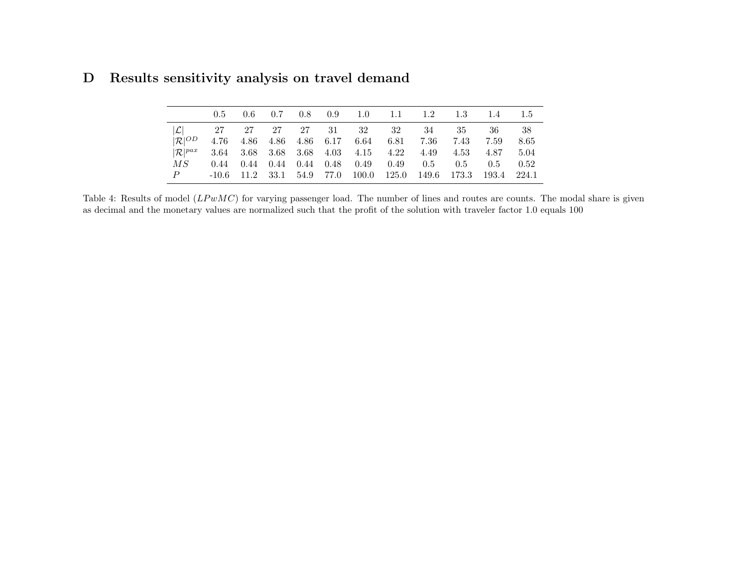# D Results sensitivity analysis on travel demand

| | 0.5 | 0.6 | 0.7 | 0.8 | 0.9 | 1.0 | 1.1 | 1.2 | 1.3 | 1.4 | 1.5 |
|---|---|---|---|---|---|---|---|---|---|---|---|
| $\|\mathcal{L}\|$ | 27 | 27 | 27 | 27 | 31 | 32 | 32 | 34 | 35 | 36 | 38 |
| $\|\mathcal{R}\|^{OD}$ | 4.76 | 4.86 | 4.86 | 4.86 | 6.17 | 6.64 | 6.81 | 7.36 | 7.43 | 7.59 | 8.65 |
| $\|\mathcal{R}\|^{pax}$ | 3.64 | 3.68 | 3.68 | 3.68 | 4.03 | 4.15 | 4.22 | 4.49 | 4.53 | 4.87 | 5.04 |
| $MS$ | 0.44 | 0.44 | 0.44 | 0.44 | 0.48 | 0.49 | 0.49 | 0.5 | 0.5 | 0.5 | 0.52 |
| $P$ | -10.6 | 11.2 | 33.1 | 54.9 | 77.0 | 100.0 | 125.0 | 149.6 | 173.3 | 193.4 | 224.1 |

Table 4: Results of model ($LPwMC$) for varying passenger load. The number of lines and routes are counts. The modal share is given as decimal and the monetary values are normalized such that the profit of the solution with traveler factor 1.0 equals 100